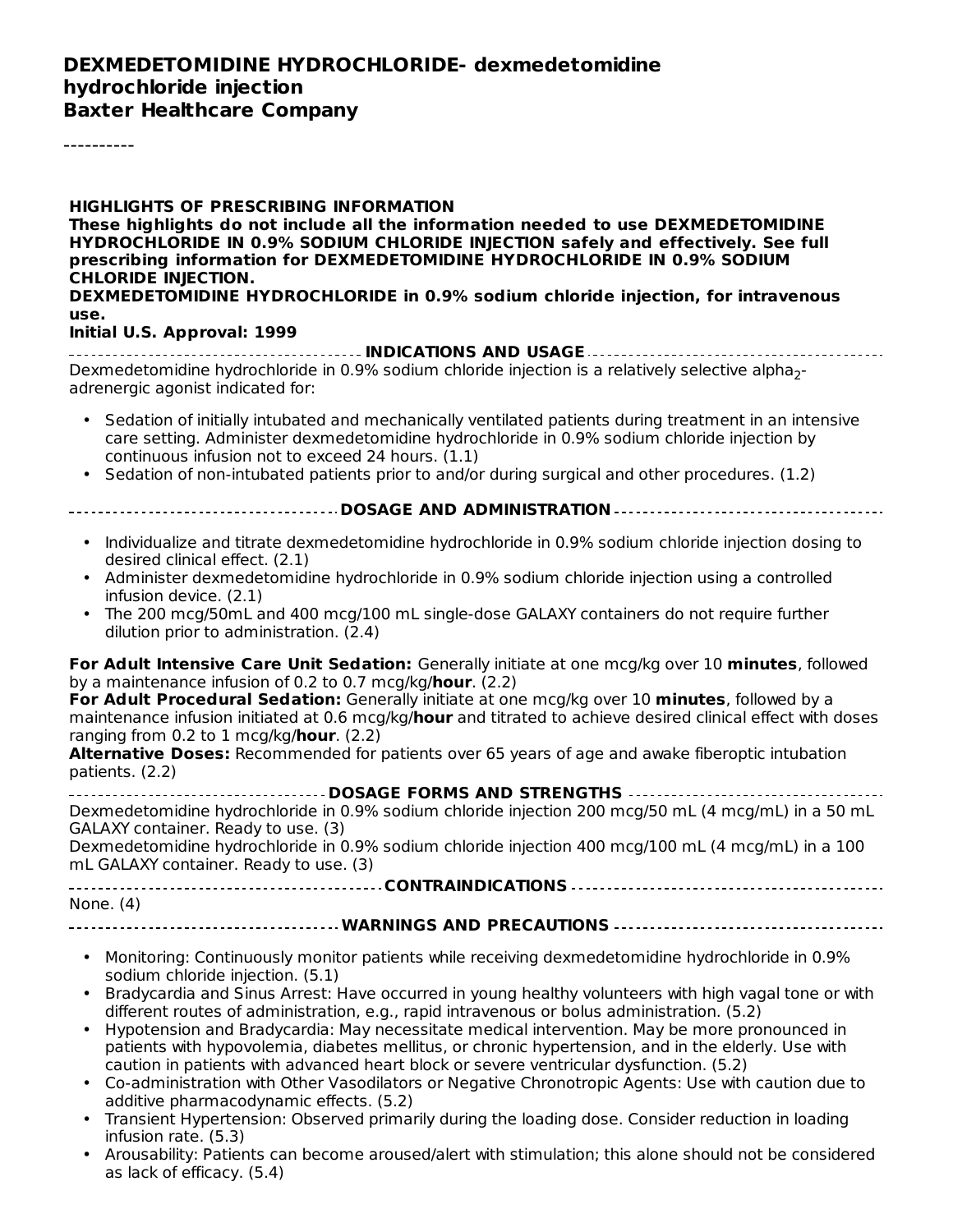# DEXMEDETOMIDINE HYDROCHLORIDE- dexmedetomidine hydrochloride injection
# Baxter Healthcare Company

----------

**HIGHLIGHTS OF PRESCRIBING INFORMATION**

**These highlights do not include all the information needed to use DEXMEDETOMIDINE HYDROCHLORIDE IN 0.9% SODIUM CHLORIDE INJECTION safely and effectively. See full prescribing information for DEXMEDETOMIDINE HYDROCHLORIDE IN 0.9% SODIUM CHLORIDE INJECTION.**

**DEXMEDETOMIDINE HYDROCHLORIDE in 0.9% sodium chloride injection, for intravenous use.**

**Initial U.S. Approval: 1999**

## INDICATIONS AND USAGE

Dexmedetomidine hydrochloride in 0.9% sodium chloride injection is a relatively selective alpha$_2$-adrenergic agonist indicated for:

- Sedation of initially intubated and mechanically ventilated patients during treatment in an intensive care setting. Administer dexmedetomidine hydrochloride in 0.9% sodium chloride injection by continuous infusion not to exceed 24 hours. (1.1)
- Sedation of non-intubated patients prior to and/or during surgical and other procedures. (1.2)

## DOSAGE AND ADMINISTRATION

- Individualize and titrate dexmedetomidine hydrochloride in 0.9% sodium chloride injection dosing to desired clinical effect. (2.1)
- Administer dexmedetomidine hydrochloride in 0.9% sodium chloride injection using a controlled infusion device. (2.1)
- The 200 mcg/50mL and 400 mcg/100 mL single-dose GALAXY containers do not require further dilution prior to administration. (2.4)

**For Adult Intensive Care Unit Sedation:** Generally initiate at one mcg/kg over 10 **minutes**, followed by a maintenance infusion of 0.2 to 0.7 mcg/kg/**hour**. (2.2)

**For Adult Procedural Sedation:** Generally initiate at one mcg/kg over 10 **minutes**, followed by a maintenance infusion initiated at 0.6 mcg/kg/**hour** and titrated to achieve desired clinical effect with doses ranging from 0.2 to 1 mcg/kg/**hour**. (2.2)

**Alternative Doses:** Recommended for patients over 65 years of age and awake fiberoptic intubation patients. (2.2)

## DOSAGE FORMS AND STRENGTHS

Dexmedetomidine hydrochloride in 0.9% sodium chloride injection 200 mcg/50 mL (4 mcg/mL) in a 50 mL GALAXY container. Ready to use. (3)

Dexmedetomidine hydrochloride in 0.9% sodium chloride injection 400 mcg/100 mL (4 mcg/mL) in a 100 mL GALAXY container. Ready to use. (3)

## CONTRAINDICATIONS

None. (4)

## WARNINGS AND PRECAUTIONS

- Monitoring: Continuously monitor patients while receiving dexmedetomidine hydrochloride in 0.9% sodium chloride injection. (5.1)
- Bradycardia and Sinus Arrest: Have occurred in young healthy volunteers with high vagal tone or with different routes of administration, e.g., rapid intravenous or bolus administration. (5.2)
- Hypotension and Bradycardia: May necessitate medical intervention. May be more pronounced in patients with hypovolemia, diabetes mellitus, or chronic hypertension, and in the elderly. Use with caution in patients with advanced heart block or severe ventricular dysfunction. (5.2)
- Co-administration with Other Vasodilators or Negative Chronotropic Agents: Use with caution due to additive pharmacodynamic effects. (5.2)
- Transient Hypertension: Observed primarily during the loading dose. Consider reduction in loading infusion rate. (5.3)
- Arousability: Patients can become aroused/alert with stimulation; this alone should not be considered as lack of efficacy. (5.4)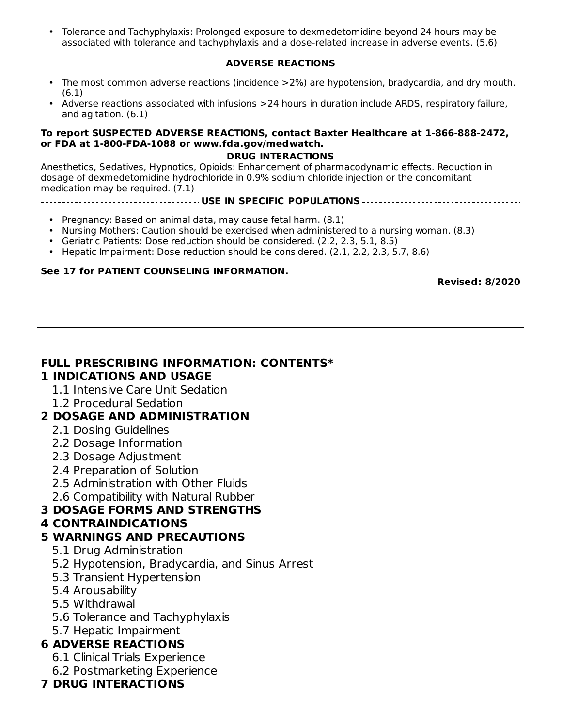- Tolerance and Tachyphylaxis: Prolonged exposure to dexmedetomidine beyond 24 hours may be associated with tolerance and tachyphylaxis and a dose-related increase in adverse events. (5.6)

**ADVERSE REACTIONS**

- The most common adverse reactions (incidence >2%) are hypotension, bradycardia, and dry mouth. (6.1)
- Adverse reactions associated with infusions >24 hours in duration include ARDS, respiratory failure, and agitation. (6.1)

**To report SUSPECTED ADVERSE REACTIONS, contact Baxter Healthcare at 1-866-888-2472, or FDA at 1-800-FDA-1088 or www.fda.gov/medwatch.**

**DRUG INTERACTIONS**

Anesthetics, Sedatives, Hypnotics, Opioids: Enhancement of pharmacodynamic effects. Reduction in dosage of dexmedetomidine hydrochloride in 0.9% sodium chloride injection or the concomitant medication may be required. (7.1)

**USE IN SPECIFIC POPULATIONS**

- Pregnancy: Based on animal data, may cause fetal harm. (8.1)
- Nursing Mothers: Caution should be exercised when administered to a nursing woman. (8.3)
- Geriatric Patients: Dose reduction should be considered. (2.2, 2.3, 5.1, 8.5)
- Hepatic Impairment: Dose reduction should be considered. (2.1, 2.2, 2.3, 5.7, 8.6)

**See 17 for PATIENT COUNSELING INFORMATION.**

**Revised: 8/2020**

---

## FULL PRESCRIBING INFORMATION: CONTENTS*

**1 INDICATIONS AND USAGE**
- 1.1 Intensive Care Unit Sedation
- 1.2 Procedural Sedation

**2 DOSAGE AND ADMINISTRATION**
- 2.1 Dosing Guidelines
- 2.2 Dosage Information
- 2.3 Dosage Adjustment
- 2.4 Preparation of Solution
- 2.5 Administration with Other Fluids
- 2.6 Compatibility with Natural Rubber

**3 DOSAGE FORMS AND STRENGTHS**

**4 CONTRAINDICATIONS**

**5 WARNINGS AND PRECAUTIONS**
- 5.1 Drug Administration
- 5.2 Hypotension, Bradycardia, and Sinus Arrest
- 5.3 Transient Hypertension
- 5.4 Arousability
- 5.5 Withdrawal
- 5.6 Tolerance and Tachyphylaxis
- 5.7 Hepatic Impairment

**6 ADVERSE REACTIONS**
- 6.1 Clinical Trials Experience
- 6.2 Postmarketing Experience

**7 DRUG INTERACTIONS**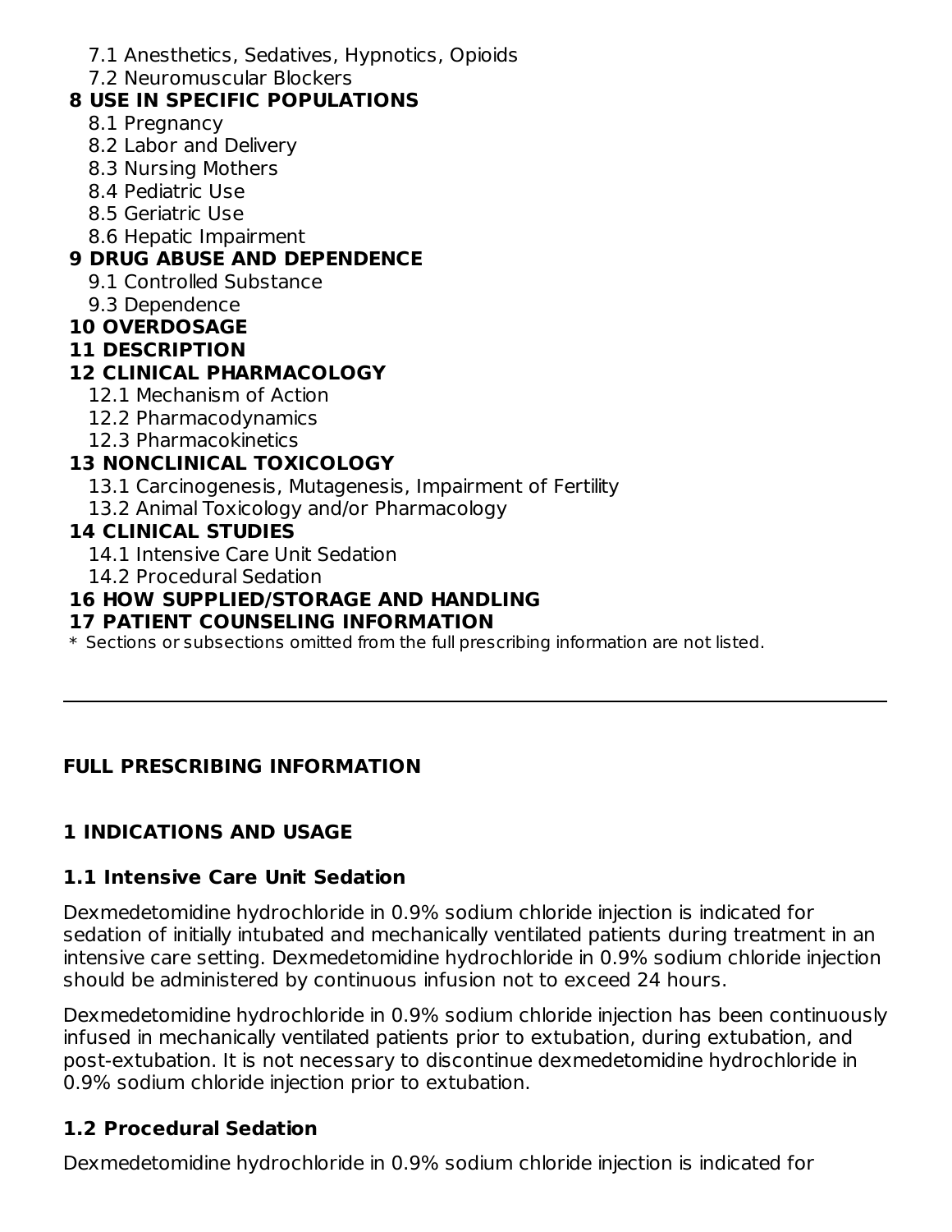7.1 Anesthetics, Sedatives, Hypnotics, Opioids
7.2 Neuromuscular Blockers

**8 USE IN SPECIFIC POPULATIONS**

8.1 Pregnancy
8.2 Labor and Delivery
8.3 Nursing Mothers
8.4 Pediatric Use
8.5 Geriatric Use
8.6 Hepatic Impairment

**9 DRUG ABUSE AND DEPENDENCE**

9.1 Controlled Substance
9.3 Dependence

**10 OVERDOSAGE**

**11 DESCRIPTION**

**12 CLINICAL PHARMACOLOGY**

12.1 Mechanism of Action
12.2 Pharmacodynamics
12.3 Pharmacokinetics

**13 NONCLINICAL TOXICOLOGY**

13.1 Carcinogenesis, Mutagenesis, Impairment of Fertility
13.2 Animal Toxicology and/or Pharmacology

**14 CLINICAL STUDIES**

14.1 Intensive Care Unit Sedation
14.2 Procedural Sedation

**16 HOW SUPPLIED/STORAGE AND HANDLING**

**17 PATIENT COUNSELING INFORMATION**

* Sections or subsections omitted from the full prescribing information are not listed.

---

## FULL PRESCRIBING INFORMATION

## 1 INDICATIONS AND USAGE

### 1.1 Intensive Care Unit Sedation

Dexmedetomidine hydrochloride in 0.9% sodium chloride injection is indicated for sedation of initially intubated and mechanically ventilated patients during treatment in an intensive care setting. Dexmedetomidine hydrochloride in 0.9% sodium chloride injection should be administered by continuous infusion not to exceed 24 hours.

Dexmedetomidine hydrochloride in 0.9% sodium chloride injection has been continuously infused in mechanically ventilated patients prior to extubation, during extubation, and post-extubation. It is not necessary to discontinue dexmedetomidine hydrochloride in 0.9% sodium chloride injection prior to extubation.

### 1.2 Procedural Sedation

Dexmedetomidine hydrochloride in 0.9% sodium chloride injection is indicated for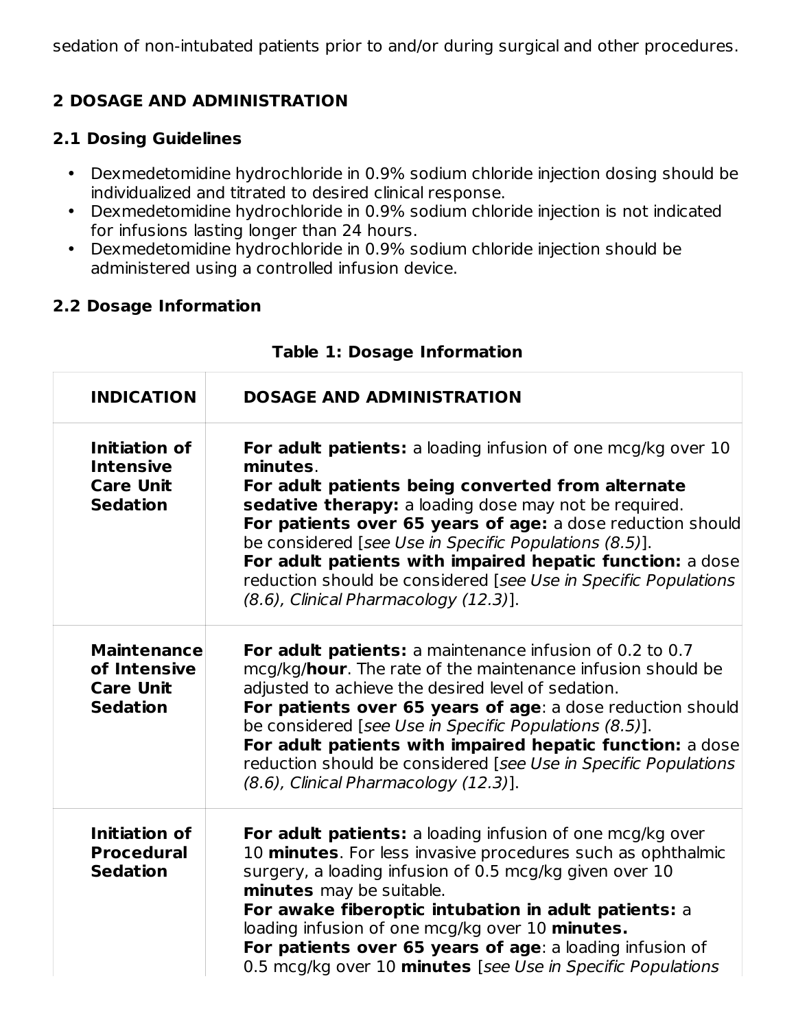sedation of non-intubated patients prior to and/or during surgical and other procedures.

## 2 DOSAGE AND ADMINISTRATION

### 2.1 Dosing Guidelines

- Dexmedetomidine hydrochloride in 0.9% sodium chloride injection dosing should be individualized and titrated to desired clinical response.
- Dexmedetomidine hydrochloride in 0.9% sodium chloride injection is not indicated for infusions lasting longer than 24 hours.
- Dexmedetomidine hydrochloride in 0.9% sodium chloride injection should be administered using a controlled infusion device.

### 2.2 Dosage Information

**Table 1: Dosage Information**

| INDICATION | DOSAGE AND ADMINISTRATION |
|---|---|
| **Initiation of Intensive Care Unit Sedation** | **For adult patients:** a loading infusion of one mcg/kg over 10 **minutes**.<br>**For adult patients being converted from alternate sedative therapy:** a loading dose may not be required.<br>**For patients over 65 years of age:** a dose reduction should be considered [*see Use in Specific Populations (8.5)*].<br>**For adult patients with impaired hepatic function:** a dose reduction should be considered [*see Use in Specific Populations (8.6), Clinical Pharmacology (12.3)*]. |
| **Maintenance of Intensive Care Unit Sedation** | **For adult patients:** a maintenance infusion of 0.2 to 0.7 mcg/kg/**hour**. The rate of the maintenance infusion should be adjusted to achieve the desired level of sedation.<br>**For patients over 65 years of age**: a dose reduction should be considered [*see Use in Specific Populations (8.5)*].<br>**For adult patients with impaired hepatic function:** a dose reduction should be considered [*see Use in Specific Populations (8.6), Clinical Pharmacology (12.3)*]. |
| **Initiation of Procedural Sedation** | **For adult patients:** a loading infusion of one mcg/kg over 10 **minutes**. For less invasive procedures such as ophthalmic surgery, a loading infusion of 0.5 mcg/kg given over 10 **minutes** may be suitable.<br>**For awake fiberoptic intubation in adult patients:** a loading infusion of one mcg/kg over 10 **minutes.**<br>**For patients over 65 years of age**: a loading infusion of 0.5 mcg/kg over 10 **minutes** [*see Use in Specific Populations* |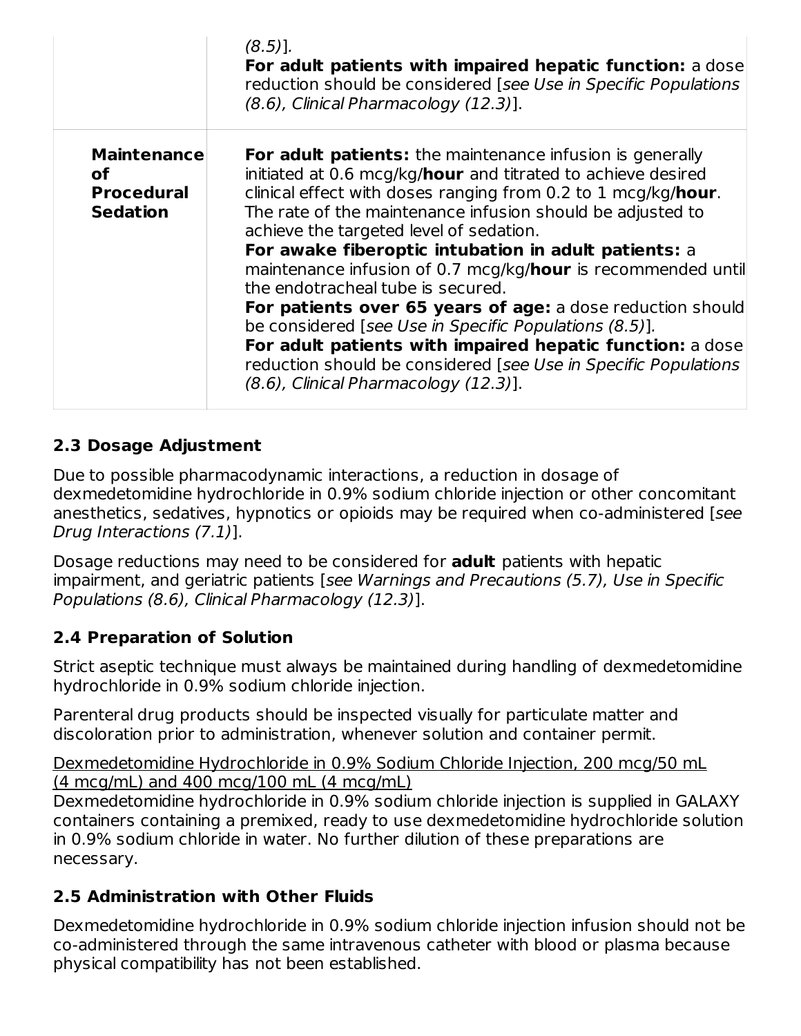| | |
|---|---|
| | (8.5)].<br>**For adult patients with impaired hepatic function:** a dose reduction should be considered [*see Use in Specific Populations (8.6), Clinical Pharmacology (12.3)*]. |
| **Maintenance of Procedural Sedation** | **For adult patients:** the maintenance infusion is generally initiated at 0.6 mcg/kg/**hour** and titrated to achieve desired clinical effect with doses ranging from 0.2 to 1 mcg/kg/**hour**. The rate of the maintenance infusion should be adjusted to achieve the targeted level of sedation.<br>**For awake fiberoptic intubation in adult patients:** a maintenance infusion of 0.7 mcg/kg/**hour** is recommended until the endotracheal tube is secured.<br>**For patients over 65 years of age:** a dose reduction should be considered [*see Use in Specific Populations (8.5)*].<br>**For adult patients with impaired hepatic function:** a dose reduction should be considered [*see Use in Specific Populations (8.6), Clinical Pharmacology (12.3)*]. |

## 2.3 Dosage Adjustment

Due to possible pharmacodynamic interactions, a reduction in dosage of dexmedetomidine hydrochloride in 0.9% sodium chloride injection or other concomitant anesthetics, sedatives, hypnotics or opioids may be required when co-administered [*see Drug Interactions (7.1)*].

Dosage reductions may need to be considered for **adult** patients with hepatic impairment, and geriatric patients [*see Warnings and Precautions (5.7), Use in Specific Populations (8.6), Clinical Pharmacology (12.3)*].

## 2.4 Preparation of Solution

Strict aseptic technique must always be maintained during handling of dexmedetomidine hydrochloride in 0.9% sodium chloride injection.

Parenteral drug products should be inspected visually for particulate matter and discoloration prior to administration, whenever solution and container permit.

Dexmedetomidine Hydrochloride in 0.9% Sodium Chloride Injection, 200 mcg/50 mL (4 mcg/mL) and 400 mcg/100 mL (4 mcg/mL)

Dexmedetomidine hydrochloride in 0.9% sodium chloride injection is supplied in GALAXY containers containing a premixed, ready to use dexmedetomidine hydrochloride solution in 0.9% sodium chloride in water. No further dilution of these preparations are necessary.

## 2.5 Administration with Other Fluids

Dexmedetomidine hydrochloride in 0.9% sodium chloride injection infusion should not be co-administered through the same intravenous catheter with blood or plasma because physical compatibility has not been established.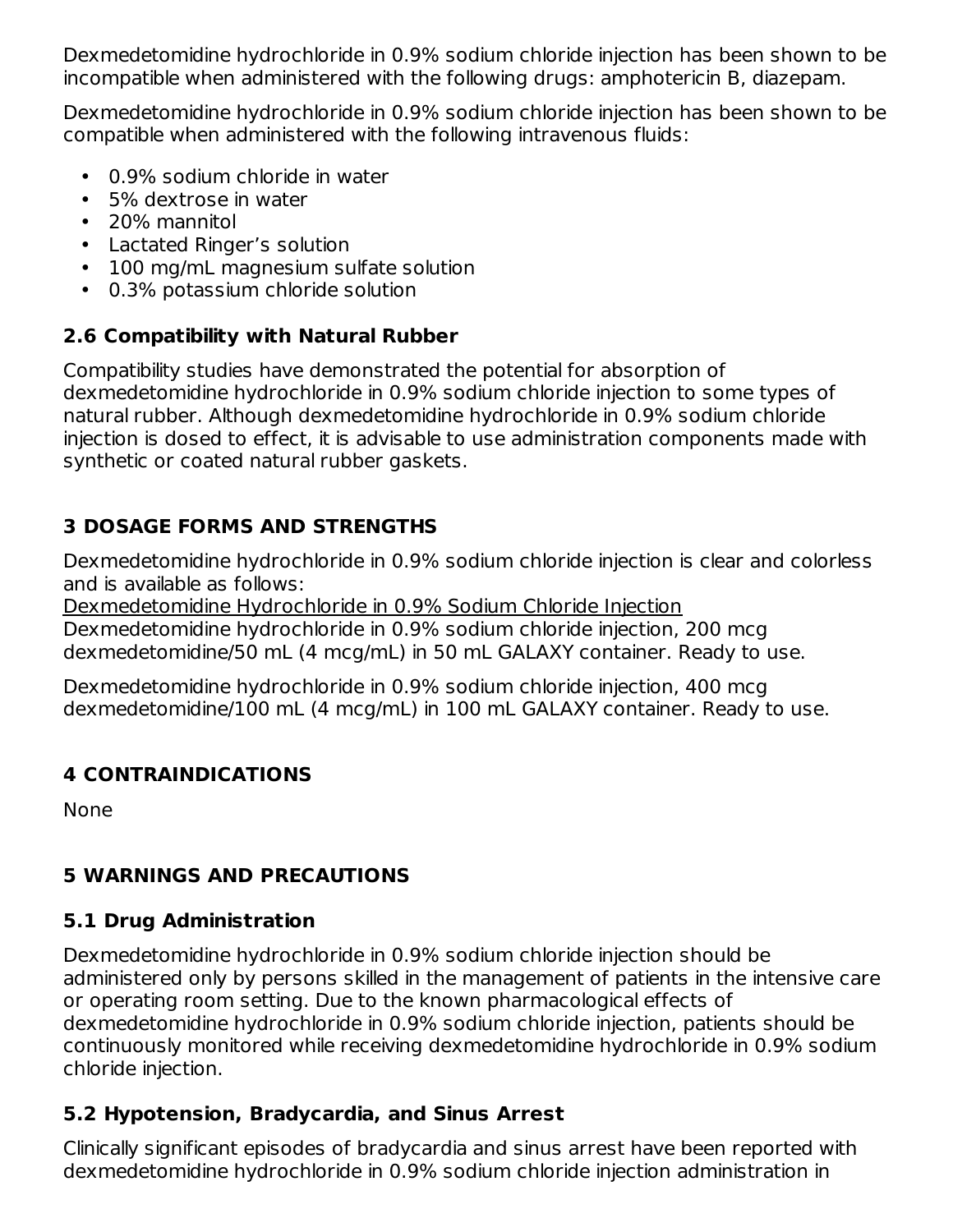Dexmedetomidine hydrochloride in 0.9% sodium chloride injection has been shown to be incompatible when administered with the following drugs: amphotericin B, diazepam.

Dexmedetomidine hydrochloride in 0.9% sodium chloride injection has been shown to be compatible when administered with the following intravenous fluids:

- 0.9% sodium chloride in water
- 5% dextrose in water
- 20% mannitol
- Lactated Ringer's solution
- 100 mg/mL magnesium sulfate solution
- 0.3% potassium chloride solution

### 2.6 Compatibility with Natural Rubber

Compatibility studies have demonstrated the potential for absorption of dexmedetomidine hydrochloride in 0.9% sodium chloride injection to some types of natural rubber. Although dexmedetomidine hydrochloride in 0.9% sodium chloride injection is dosed to effect, it is advisable to use administration components made with synthetic or coated natural rubber gaskets.

## 3 DOSAGE FORMS AND STRENGTHS

Dexmedetomidine hydrochloride in 0.9% sodium chloride injection is clear and colorless and is available as follows:

Dexmedetomidine Hydrochloride in 0.9% Sodium Chloride Injection

Dexmedetomidine hydrochloride in 0.9% sodium chloride injection, 200 mcg dexmedetomidine/50 mL (4 mcg/mL) in 50 mL GALAXY container. Ready to use.

Dexmedetomidine hydrochloride in 0.9% sodium chloride injection, 400 mcg dexmedetomidine/100 mL (4 mcg/mL) in 100 mL GALAXY container. Ready to use.

## 4 CONTRAINDICATIONS

None

## 5 WARNINGS AND PRECAUTIONS

### 5.1 Drug Administration

Dexmedetomidine hydrochloride in 0.9% sodium chloride injection should be administered only by persons skilled in the management of patients in the intensive care or operating room setting. Due to the known pharmacological effects of dexmedetomidine hydrochloride in 0.9% sodium chloride injection, patients should be continuously monitored while receiving dexmedetomidine hydrochloride in 0.9% sodium chloride injection.

### 5.2 Hypotension, Bradycardia, and Sinus Arrest

Clinically significant episodes of bradycardia and sinus arrest have been reported with dexmedetomidine hydrochloride in 0.9% sodium chloride injection administration in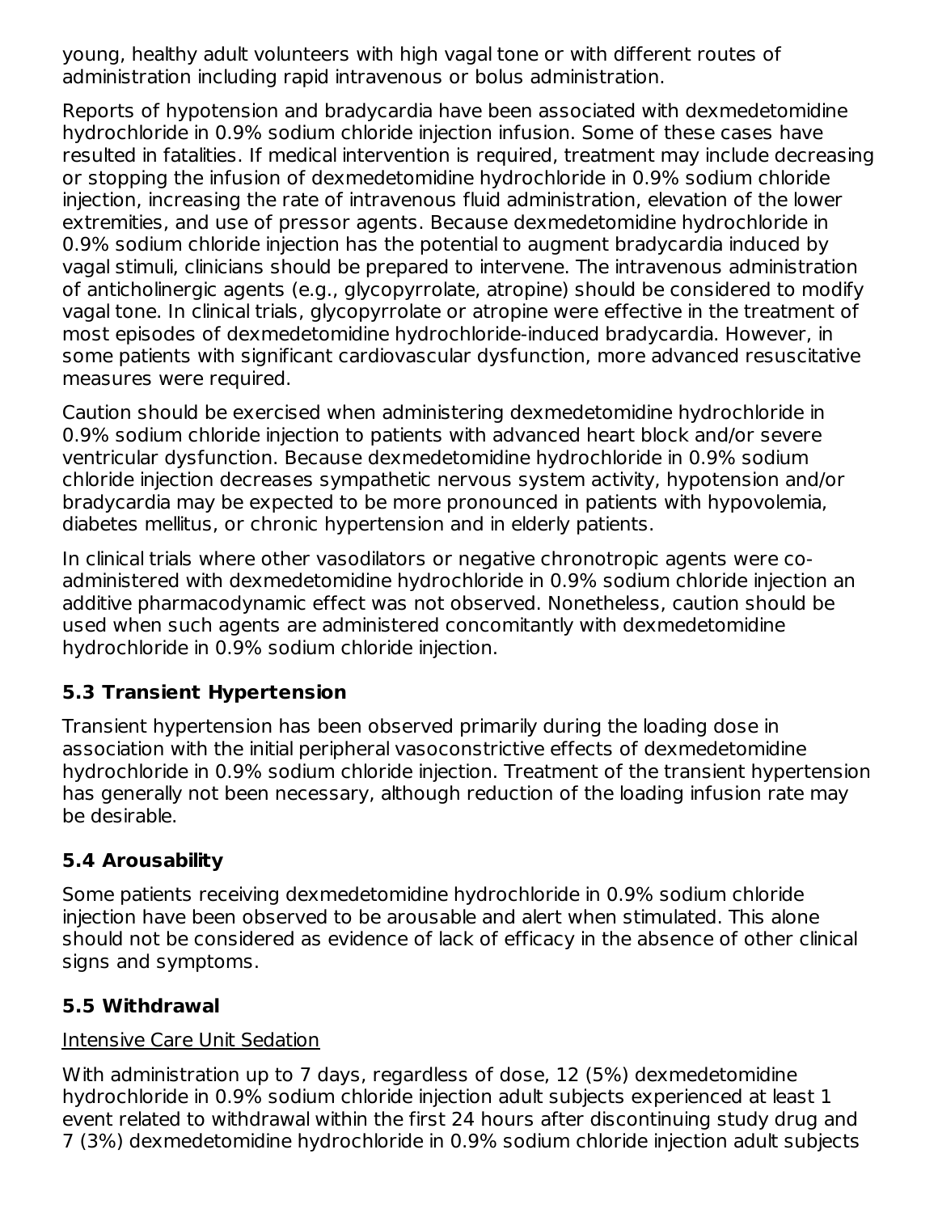young, healthy adult volunteers with high vagal tone or with different routes of administration including rapid intravenous or bolus administration.

Reports of hypotension and bradycardia have been associated with dexmedetomidine hydrochloride in 0.9% sodium chloride injection infusion. Some of these cases have resulted in fatalities. If medical intervention is required, treatment may include decreasing or stopping the infusion of dexmedetomidine hydrochloride in 0.9% sodium chloride injection, increasing the rate of intravenous fluid administration, elevation of the lower extremities, and use of pressor agents. Because dexmedetomidine hydrochloride in 0.9% sodium chloride injection has the potential to augment bradycardia induced by vagal stimuli, clinicians should be prepared to intervene. The intravenous administration of anticholinergic agents (e.g., glycopyrrolate, atropine) should be considered to modify vagal tone. In clinical trials, glycopyrrolate or atropine were effective in the treatment of most episodes of dexmedetomidine hydrochloride-induced bradycardia. However, in some patients with significant cardiovascular dysfunction, more advanced resuscitative measures were required.

Caution should be exercised when administering dexmedetomidine hydrochloride in 0.9% sodium chloride injection to patients with advanced heart block and/or severe ventricular dysfunction. Because dexmedetomidine hydrochloride in 0.9% sodium chloride injection decreases sympathetic nervous system activity, hypotension and/or bradycardia may be expected to be more pronounced in patients with hypovolemia, diabetes mellitus, or chronic hypertension and in elderly patients.

In clinical trials where other vasodilators or negative chronotropic agents were co-administered with dexmedetomidine hydrochloride in 0.9% sodium chloride injection an additive pharmacodynamic effect was not observed. Nonetheless, caution should be used when such agents are administered concomitantly with dexmedetomidine hydrochloride in 0.9% sodium chloride injection.

### 5.3 Transient Hypertension

Transient hypertension has been observed primarily during the loading dose in association with the initial peripheral vasoconstrictive effects of dexmedetomidine hydrochloride in 0.9% sodium chloride injection. Treatment of the transient hypertension has generally not been necessary, although reduction of the loading infusion rate may be desirable.

### 5.4 Arousability

Some patients receiving dexmedetomidine hydrochloride in 0.9% sodium chloride injection have been observed to be arousable and alert when stimulated. This alone should not be considered as evidence of lack of efficacy in the absence of other clinical signs and symptoms.

### 5.5 Withdrawal

Intensive Care Unit Sedation

With administration up to 7 days, regardless of dose, 12 (5%) dexmedetomidine hydrochloride in 0.9% sodium chloride injection adult subjects experienced at least 1 event related to withdrawal within the first 24 hours after discontinuing study drug and 7 (3%) dexmedetomidine hydrochloride in 0.9% sodium chloride injection adult subjects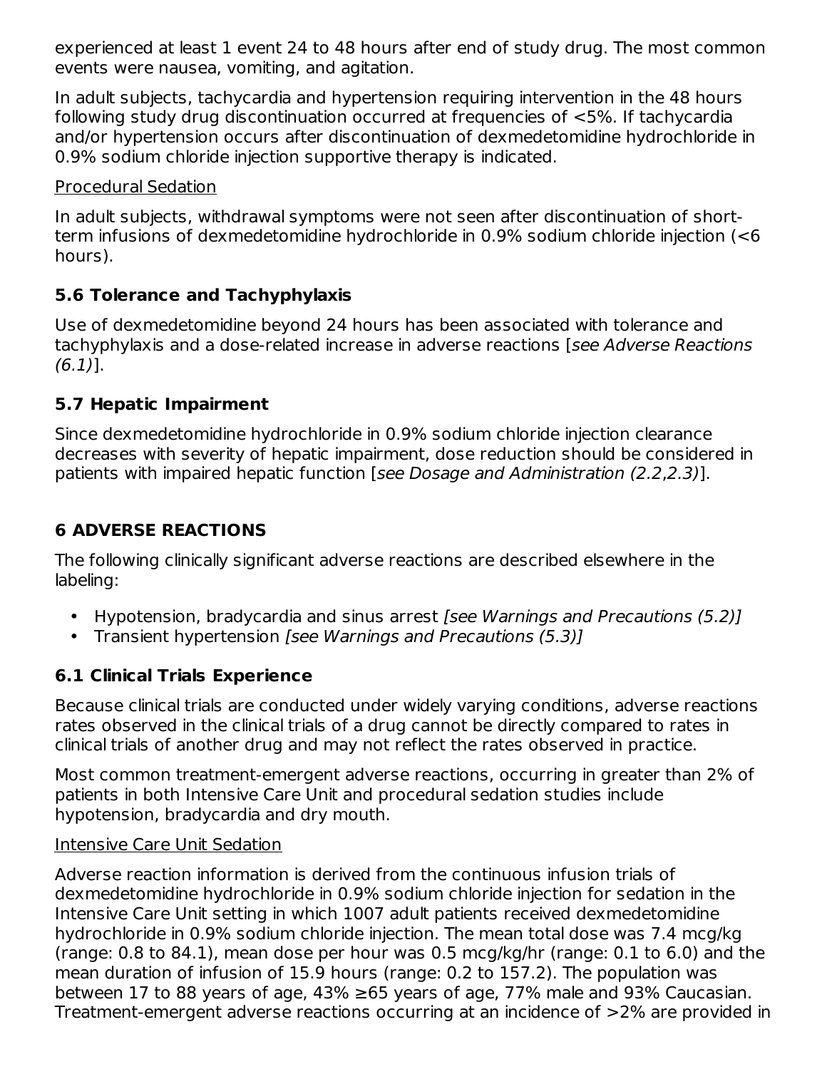experienced at least 1 event 24 to 48 hours after end of study drug. The most common events were nausea, vomiting, and agitation.

In adult subjects, tachycardia and hypertension requiring intervention in the 48 hours following study drug discontinuation occurred at frequencies of <5%. If tachycardia and/or hypertension occurs after discontinuation of dexmedetomidine hydrochloride in 0.9% sodium chloride injection supportive therapy is indicated.

Procedural Sedation

In adult subjects, withdrawal symptoms were not seen after discontinuation of short-term infusions of dexmedetomidine hydrochloride in 0.9% sodium chloride injection (<6 hours).

### 5.6 Tolerance and Tachyphylaxis

Use of dexmedetomidine beyond 24 hours has been associated with tolerance and tachyphylaxis and a dose-related increase in adverse reactions [*see Adverse Reactions (6.1)*].

### 5.7 Hepatic Impairment

Since dexmedetomidine hydrochloride in 0.9% sodium chloride injection clearance decreases with severity of hepatic impairment, dose reduction should be considered in patients with impaired hepatic function [*see Dosage and Administration (2.2,2.3)*].

## 6 ADVERSE REACTIONS

The following clinically significant adverse reactions are described elsewhere in the labeling:

- Hypotension, bradycardia and sinus arrest *[see Warnings and Precautions (5.2)]*
- Transient hypertension *[see Warnings and Precautions (5.3)]*

### 6.1 Clinical Trials Experience

Because clinical trials are conducted under widely varying conditions, adverse reactions rates observed in the clinical trials of a drug cannot be directly compared to rates in clinical trials of another drug and may not reflect the rates observed in practice.

Most common treatment-emergent adverse reactions, occurring in greater than 2% of patients in both Intensive Care Unit and procedural sedation studies include hypotension, bradycardia and dry mouth.

Intensive Care Unit Sedation

Adverse reaction information is derived from the continuous infusion trials of dexmedetomidine hydrochloride in 0.9% sodium chloride injection for sedation in the Intensive Care Unit setting in which 1007 adult patients received dexmedetomidine hydrochloride in 0.9% sodium chloride injection. The mean total dose was 7.4 mcg/kg (range: 0.8 to 84.1), mean dose per hour was 0.5 mcg/kg/hr (range: 0.1 to 6.0) and the mean duration of infusion of 15.9 hours (range: 0.2 to 157.2). The population was between 17 to 88 years of age, 43% ≥65 years of age, 77% male and 93% Caucasian. Treatment-emergent adverse reactions occurring at an incidence of >2% are provided in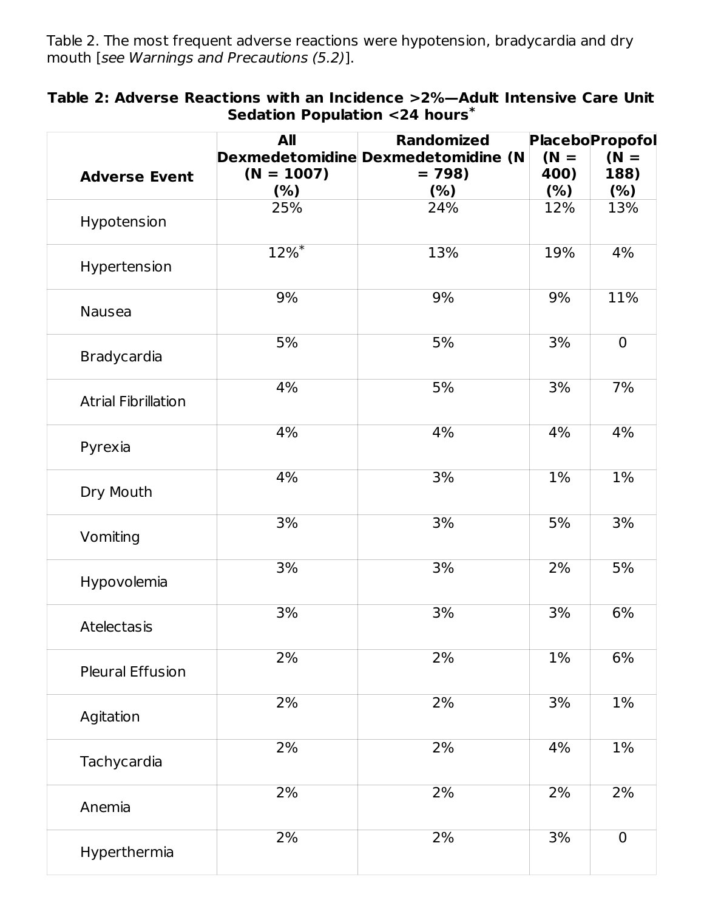Table 2. The most frequent adverse reactions were hypotension, bradycardia and dry mouth [*see Warnings and Precautions (5.2)*].

**Table 2: Adverse Reactions with an Incidence >2%—Adult Intensive Care Unit Sedation Population <24 hours***

| Adverse Event | All Dexmedetomidine (N = 1007) (%) | Randomized Dexmedetomidine (N = 798) (%) | Placebo (N = 400) (%) | Propofol (N = 188) (%) |
|---|---|---|---|---|
| Hypotension | 25% | 24% | 12% | 13% |
| Hypertension | 12%* | 13% | 19% | 4% |
| Nausea | 9% | 9% | 9% | 11% |
| Bradycardia | 5% | 5% | 3% | 0 |
| Atrial Fibrillation | 4% | 5% | 3% | 7% |
| Pyrexia | 4% | 4% | 4% | 4% |
| Dry Mouth | 4% | 3% | 1% | 1% |
| Vomiting | 3% | 3% | 5% | 3% |
| Hypovolemia | 3% | 3% | 2% | 5% |
| Atelectasis | 3% | 3% | 3% | 6% |
| Pleural Effusion | 2% | 2% | 1% | 6% |
| Agitation | 2% | 2% | 3% | 1% |
| Tachycardia | 2% | 2% | 4% | 1% |
| Anemia | 2% | 2% | 2% | 2% |
| Hyperthermia | 2% | 2% | 3% | 0 |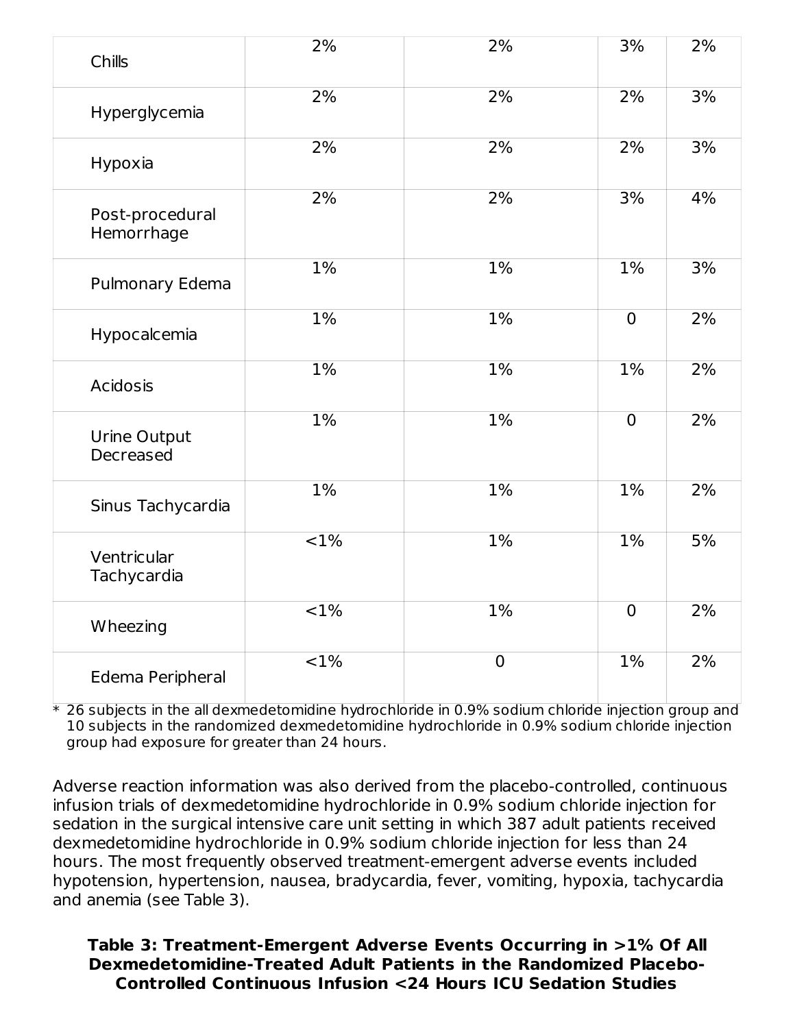| | | | | |
|---|---|---|---|---|
| Chills | 2% | 2% | 3% | 2% |
| Hyperglycemia | 2% | 2% | 2% | 3% |
| Hypoxia | 2% | 2% | 2% | 3% |
| Post-procedural Hemorrhage | 2% | 2% | 3% | 4% |
| Pulmonary Edema | 1% | 1% | 1% | 3% |
| Hypocalcemia | 1% | 1% | 0 | 2% |
| Acidosis | 1% | 1% | 1% | 2% |
| Urine Output Decreased | 1% | 1% | 0 | 2% |
| Sinus Tachycardia | 1% | 1% | 1% | 2% |
| Ventricular Tachycardia | <1% | 1% | 1% | 5% |
| Wheezing | <1% | 1% | 0 | 2% |
| Edema Peripheral | <1% | 0 | 1% | 2% |

\* 26 subjects in the all dexmedetomidine hydrochloride in 0.9% sodium chloride injection group and 10 subjects in the randomized dexmedetomidine hydrochloride in 0.9% sodium chloride injection group had exposure for greater than 24 hours.

Adverse reaction information was also derived from the placebo-controlled, continuous infusion trials of dexmedetomidine hydrochloride in 0.9% sodium chloride injection for sedation in the surgical intensive care unit setting in which 387 adult patients received dexmedetomidine hydrochloride in 0.9% sodium chloride injection for less than 24 hours. The most frequently observed treatment-emergent adverse events included hypotension, hypertension, nausea, bradycardia, fever, vomiting, hypoxia, tachycardia and anemia (see Table 3).

**Table 3: Treatment-Emergent Adverse Events Occurring in >1% Of All Dexmedetomidine-Treated Adult Patients in the Randomized Placebo-Controlled Continuous Infusion <24 Hours ICU Sedation Studies**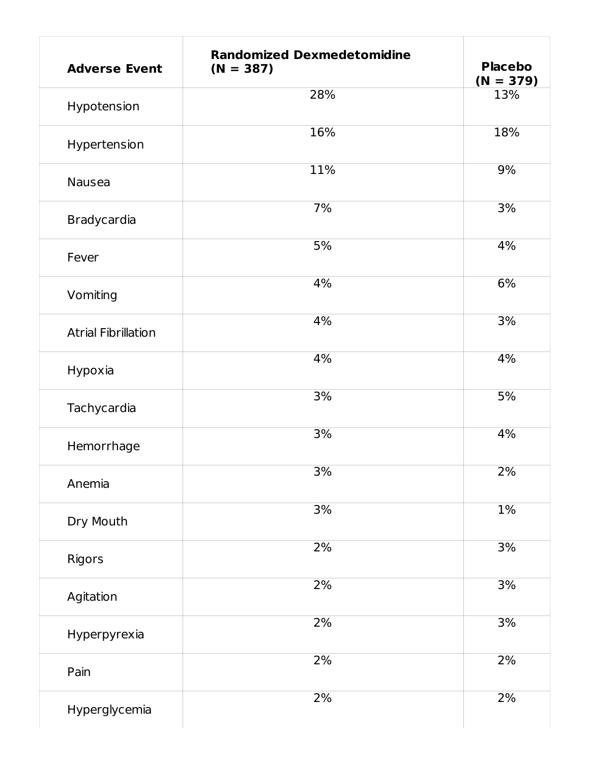| Adverse Event | Randomized Dexmedetomidine (N = 387) | Placebo (N = 379) |
|---|---|---|
| Hypotension | 28% | 13% |
| Hypertension | 16% | 18% |
| Nausea | 11% | 9% |
| Bradycardia | 7% | 3% |
| Fever | 5% | 4% |
| Vomiting | 4% | 6% |
| Atrial Fibrillation | 4% | 3% |
| Hypoxia | 4% | 4% |
| Tachycardia | 3% | 5% |
| Hemorrhage | 3% | 4% |
| Anemia | 3% | 2% |
| Dry Mouth | 3% | 1% |
| Rigors | 2% | 3% |
| Agitation | 2% | 3% |
| Hyperpyrexia | 2% | 3% |
| Pain | 2% | 2% |
| Hyperglycemia | 2% | 2% |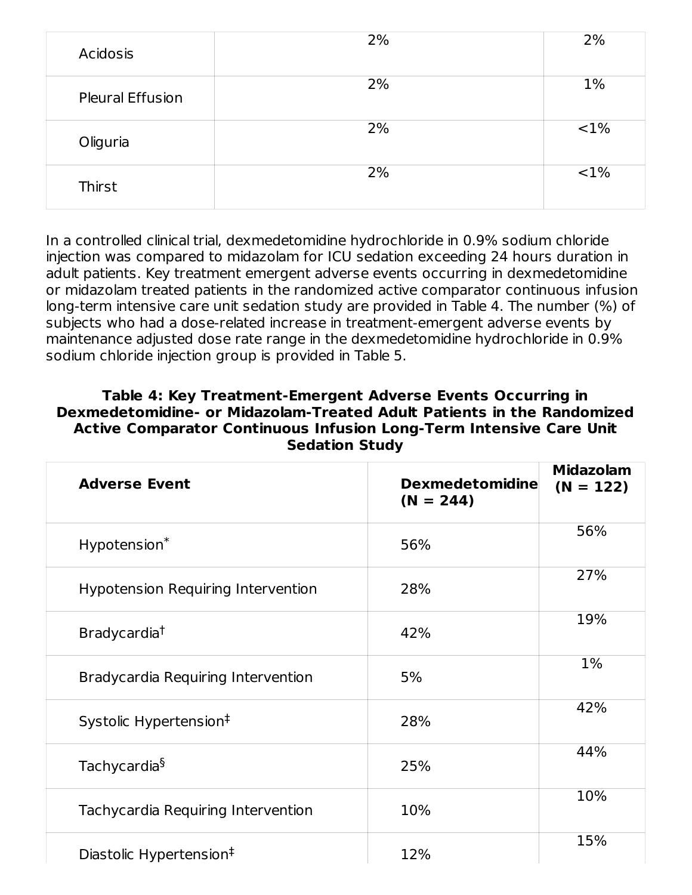| | | |
|---|---|---|
| Acidosis | 2% | 2% |
| Pleural Effusion | 2% | 1% |
| Oliguria | 2% | <1% |
| Thirst | 2% | <1% |

In a controlled clinical trial, dexmedetomidine hydrochloride in 0.9% sodium chloride injection was compared to midazolam for ICU sedation exceeding 24 hours duration in adult patients. Key treatment emergent adverse events occurring in dexmedetomidine or midazolam treated patients in the randomized active comparator continuous infusion long-term intensive care unit sedation study are provided in Table 4. The number (%) of subjects who had a dose-related increase in treatment-emergent adverse events by maintenance adjusted dose rate range in the dexmedetomidine hydrochloride in 0.9% sodium chloride injection group is provided in Table 5.

**Table 4: Key Treatment-Emergent Adverse Events Occurring in Dexmedetomidine- or Midazolam-Treated Adult Patients in the Randomized Active Comparator Continuous Infusion Long-Term Intensive Care Unit Sedation Study**

| Adverse Event | Dexmedetomidine (N = 244) | Midazolam (N = 122) |
|---|---|---|
| Hypotension* | 56% | 56% |
| Hypotension Requiring Intervention | 28% | 27% |
| Bradycardia† | 42% | 19% |
| Bradycardia Requiring Intervention | 5% | 1% |
| Systolic Hypertension‡ | 28% | 42% |
| Tachycardia§ | 25% | 44% |
| Tachycardia Requiring Intervention | 10% | 10% |
| Diastolic Hypertension‡ | 12% | 15% |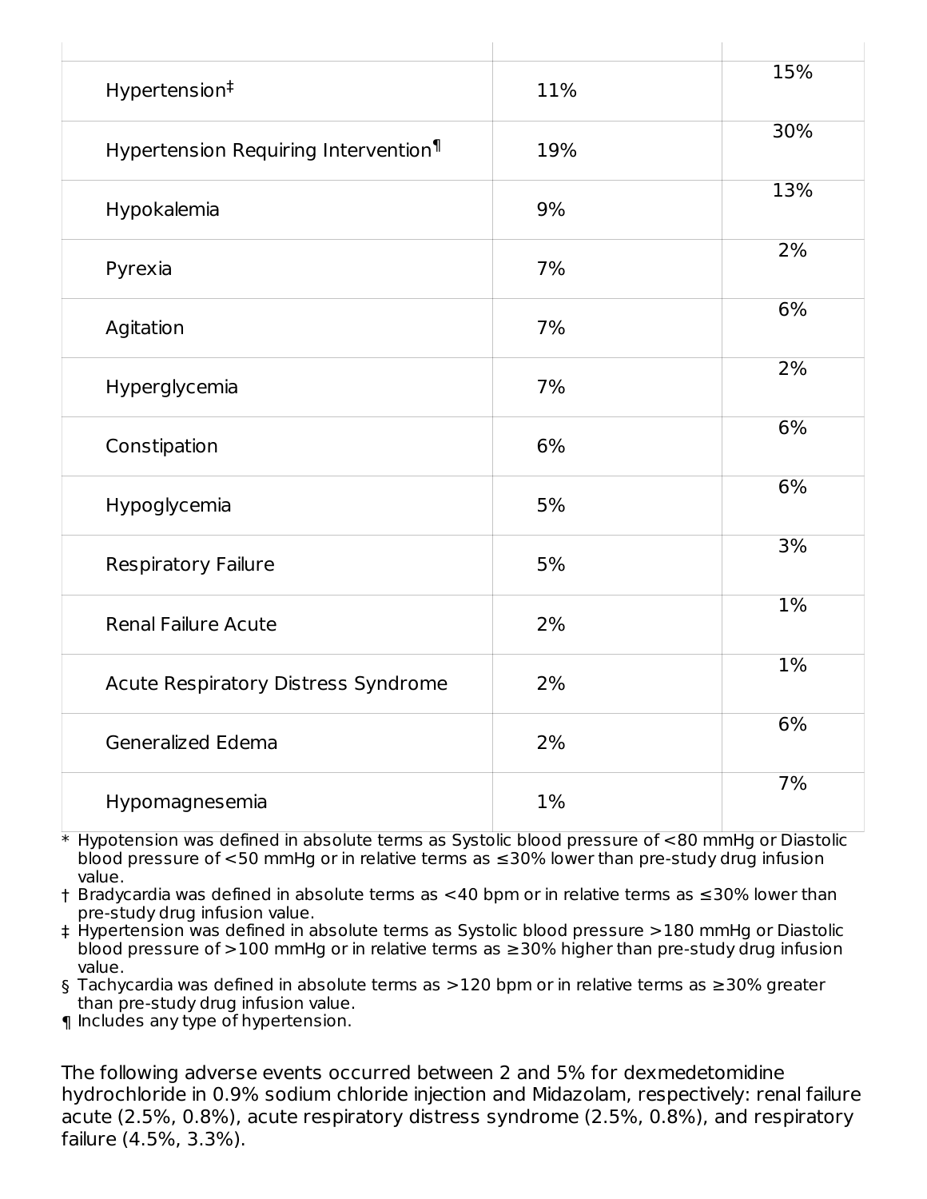| | | |
|---|---|---|
| Hypertension‡ | 11% | 15% |
| Hypertension Requiring Intervention¶ | 19% | 30% |
| Hypokalemia | 9% | 13% |
| Pyrexia | 7% | 2% |
| Agitation | 7% | 6% |
| Hyperglycemia | 7% | 2% |
| Constipation | 6% | 6% |
| Hypoglycemia | 5% | 6% |
| Respiratory Failure | 5% | 3% |
| Renal Failure Acute | 2% | 1% |
| Acute Respiratory Distress Syndrome | 2% | 1% |
| Generalized Edema | 2% | 6% |
| Hypomagnesemia | 1% | 7% |

\* Hypotension was defined in absolute terms as Systolic blood pressure of <80 mmHg or Diastolic blood pressure of <50 mmHg or in relative terms as ≤30% lower than pre-study drug infusion value.

† Bradycardia was defined in absolute terms as <40 bpm or in relative terms as ≤30% lower than pre-study drug infusion value.

‡ Hypertension was defined in absolute terms as Systolic blood pressure >180 mmHg or Diastolic blood pressure of >100 mmHg or in relative terms as ≥30% higher than pre-study drug infusion value.

§ Tachycardia was defined in absolute terms as >120 bpm or in relative terms as ≥30% greater than pre-study drug infusion value.

¶ Includes any type of hypertension.

The following adverse events occurred between 2 and 5% for dexmedetomidine hydrochloride in 0.9% sodium chloride injection and Midazolam, respectively: renal failure acute (2.5%, 0.8%), acute respiratory distress syndrome (2.5%, 0.8%), and respiratory failure (4.5%, 3.3%).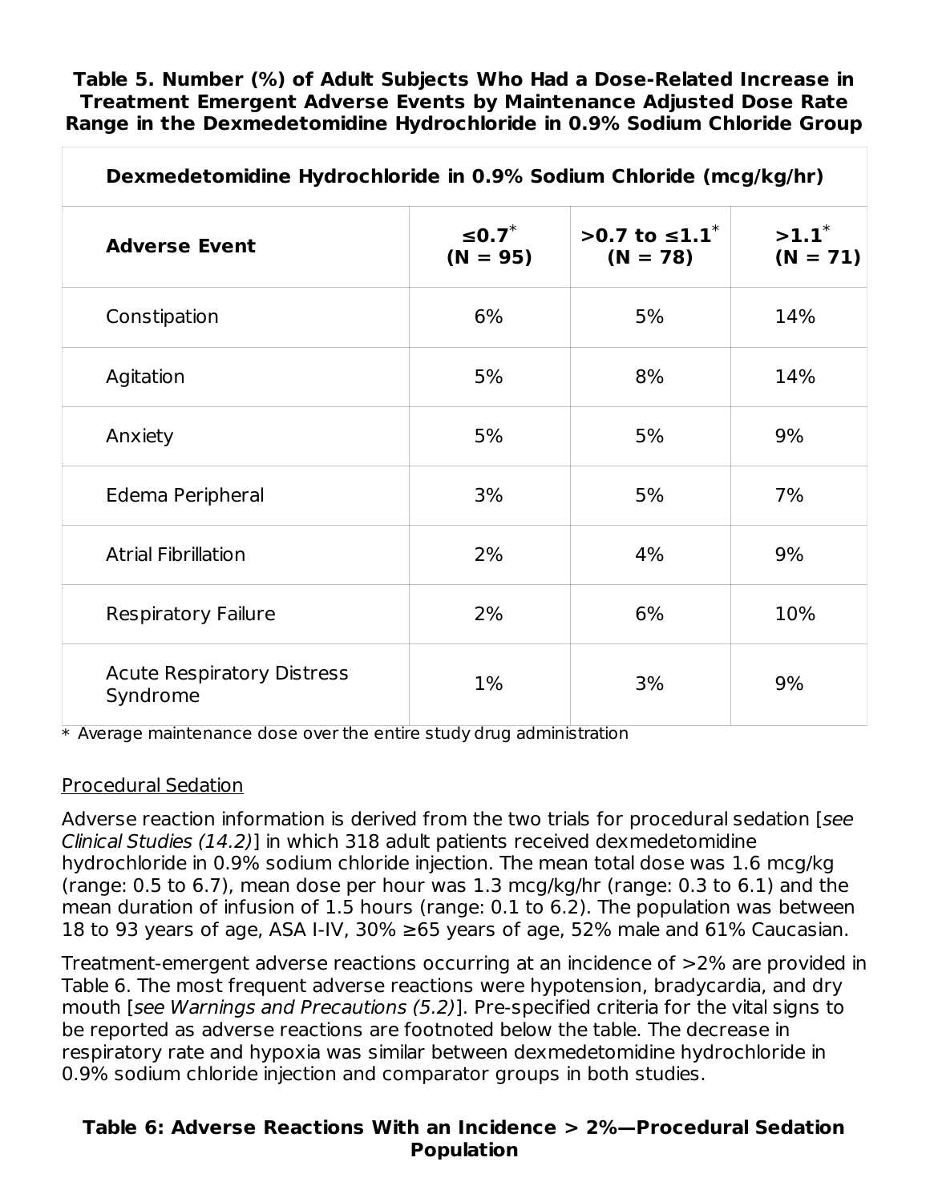**Table 5. Number (%) of Adult Subjects Who Had a Dose-Related Increase in Treatment Emergent Adverse Events by Maintenance Adjusted Dose Rate Range in the Dexmedetomidine Hydrochloride in 0.9% Sodium Chloride Group**

| | Dexmedetomidine Hydrochloride in 0.9% Sodium Chloride (mcg/kg/hr) | | |
|---|---|---|---|
| **Adverse Event** | **≤0.7*** **(N = 95)** | **>0.7 to ≤1.1*** **(N = 78)** | **>1.1*** **(N = 71)** |
| Constipation | 6% | 5% | 14% |
| Agitation | 5% | 8% | 14% |
| Anxiety | 5% | 5% | 9% |
| Edema Peripheral | 3% | 5% | 7% |
| Atrial Fibrillation | 2% | 4% | 9% |
| Respiratory Failure | 2% | 6% | 10% |
| Acute Respiratory Distress Syndrome | 1% | 3% | 9% |

* Average maintenance dose over the entire study drug administration

Procedural Sedation

Adverse reaction information is derived from the two trials for procedural sedation [*see Clinical Studies (14.2)*] in which 318 adult patients received dexmedetomidine hydrochloride in 0.9% sodium chloride injection. The mean total dose was 1.6 mcg/kg (range: 0.5 to 6.7), mean dose per hour was 1.3 mcg/kg/hr (range: 0.3 to 6.1) and the mean duration of infusion of 1.5 hours (range: 0.1 to 6.2). The population was between 18 to 93 years of age, ASA I-IV, 30% ≥65 years of age, 52% male and 61% Caucasian.

Treatment-emergent adverse reactions occurring at an incidence of >2% are provided in Table 6. The most frequent adverse reactions were hypotension, bradycardia, and dry mouth [*see Warnings and Precautions (5.2)*]. Pre-specified criteria for the vital signs to be reported as adverse reactions are footnoted below the table. The decrease in respiratory rate and hypoxia was similar between dexmedetomidine hydrochloride in 0.9% sodium chloride injection and comparator groups in both studies.

**Table 6: Adverse Reactions With an Incidence > 2%—Procedural Sedation Population**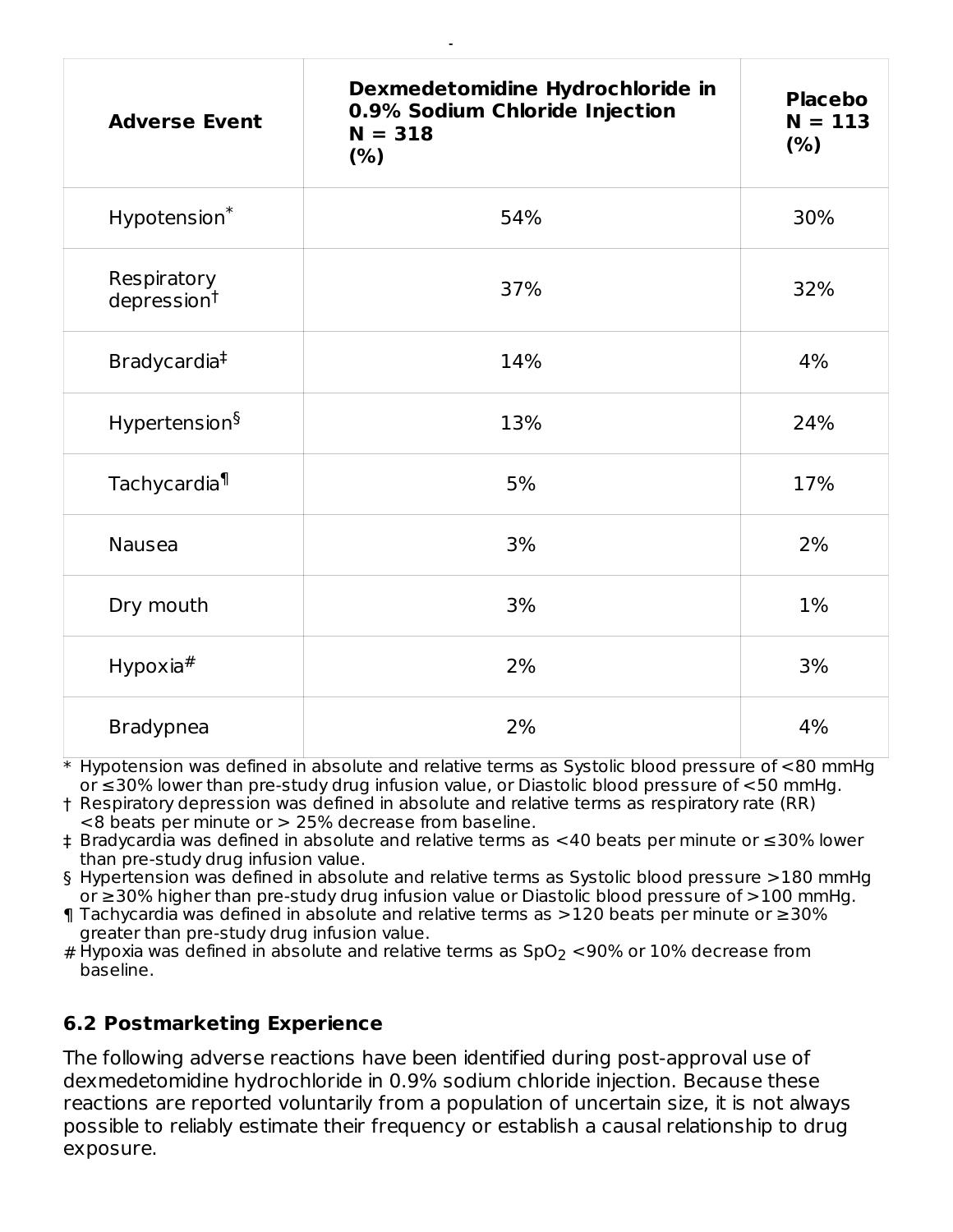| Adverse Event | Dexmedetomidine Hydrochloride in 0.9% Sodium Chloride Injection N = 318 (%) | Placebo N = 113 (%) |
|---|---|---|
| Hypotension* | 54% | 30% |
| Respiratory depression† | 37% | 32% |
| Bradycardia‡ | 14% | 4% |
| Hypertension§ | 13% | 24% |
| Tachycardia¶ | 5% | 17% |
| Nausea | 3% | 2% |
| Dry mouth | 3% | 1% |
| Hypoxia# | 2% | 3% |
| Bradypnea | 2% | 4% |

\* Hypotension was defined in absolute and relative terms as Systolic blood pressure of <80 mmHg or ≤30% lower than pre-study drug infusion value, or Diastolic blood pressure of <50 mmHg.
† Respiratory depression was defined in absolute and relative terms as respiratory rate (RR) <8 beats per minute or > 25% decrease from baseline.
‡ Bradycardia was defined in absolute and relative terms as <40 beats per minute or ≤30% lower than pre-study drug infusion value.
§ Hypertension was defined in absolute and relative terms as Systolic blood pressure >180 mmHg or ≥30% higher than pre-study drug infusion value or Diastolic blood pressure of >100 mmHg.
¶ Tachycardia was defined in absolute and relative terms as >120 beats per minute or ≥30% greater than pre-study drug infusion value.
\# Hypoxia was defined in absolute and relative terms as $SpO_2$ <90% or 10% decrease from baseline.

## 6.2 Postmarketing Experience

The following adverse reactions have been identified during post-approval use of dexmedetomidine hydrochloride in 0.9% sodium chloride injection. Because these reactions are reported voluntarily from a population of uncertain size, it is not always possible to reliably estimate their frequency or establish a causal relationship to drug exposure.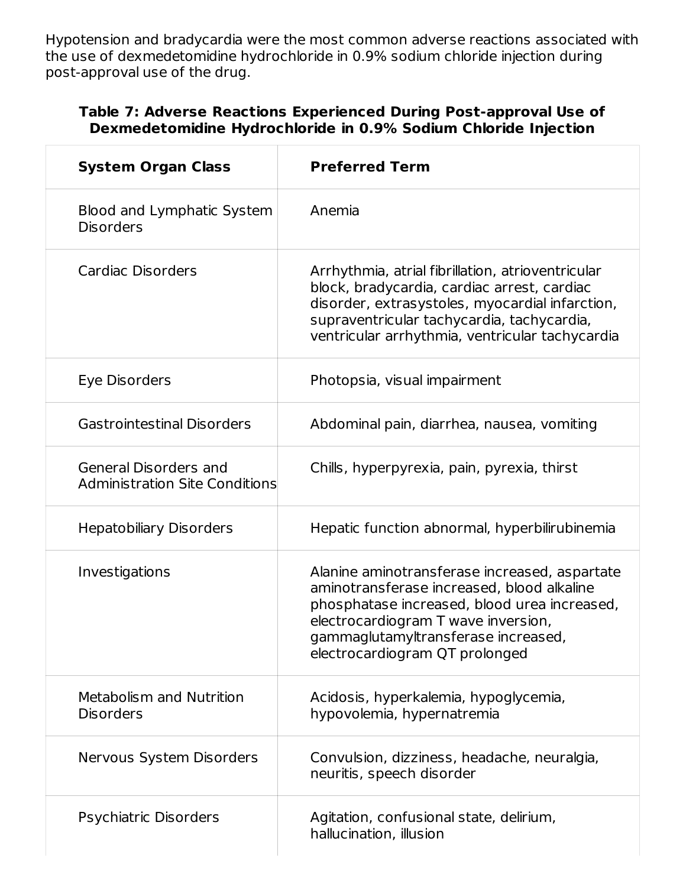Hypotension and bradycardia were the most common adverse reactions associated with the use of dexmedetomidine hydrochloride in 0.9% sodium chloride injection during post-approval use of the drug.

**Table 7: Adverse Reactions Experienced During Post-approval Use of Dexmedetomidine Hydrochloride in 0.9% Sodium Chloride Injection**

| System Organ Class | Preferred Term |
|---|---|
| Blood and Lymphatic System Disorders | Anemia |
| Cardiac Disorders | Arrhythmia, atrial fibrillation, atrioventricular block, bradycardia, cardiac arrest, cardiac disorder, extrasystoles, myocardial infarction, supraventricular tachycardia, tachycardia, ventricular arrhythmia, ventricular tachycardia |
| Eye Disorders | Photopsia, visual impairment |
| Gastrointestinal Disorders | Abdominal pain, diarrhea, nausea, vomiting |
| General Disorders and Administration Site Conditions | Chills, hyperpyrexia, pain, pyrexia, thirst |
| Hepatobiliary Disorders | Hepatic function abnormal, hyperbilirubinemia |
| Investigations | Alanine aminotransferase increased, aspartate aminotransferase increased, blood alkaline phosphatase increased, blood urea increased, electrocardiogram T wave inversion, gammaglutamyltransferase increased, electrocardiogram QT prolonged |
| Metabolism and Nutrition Disorders | Acidosis, hyperkalemia, hypoglycemia, hypovolemia, hypernatremia |
| Nervous System Disorders | Convulsion, dizziness, headache, neuralgia, neuritis, speech disorder |
| Psychiatric Disorders | Agitation, confusional state, delirium, hallucination, illusion |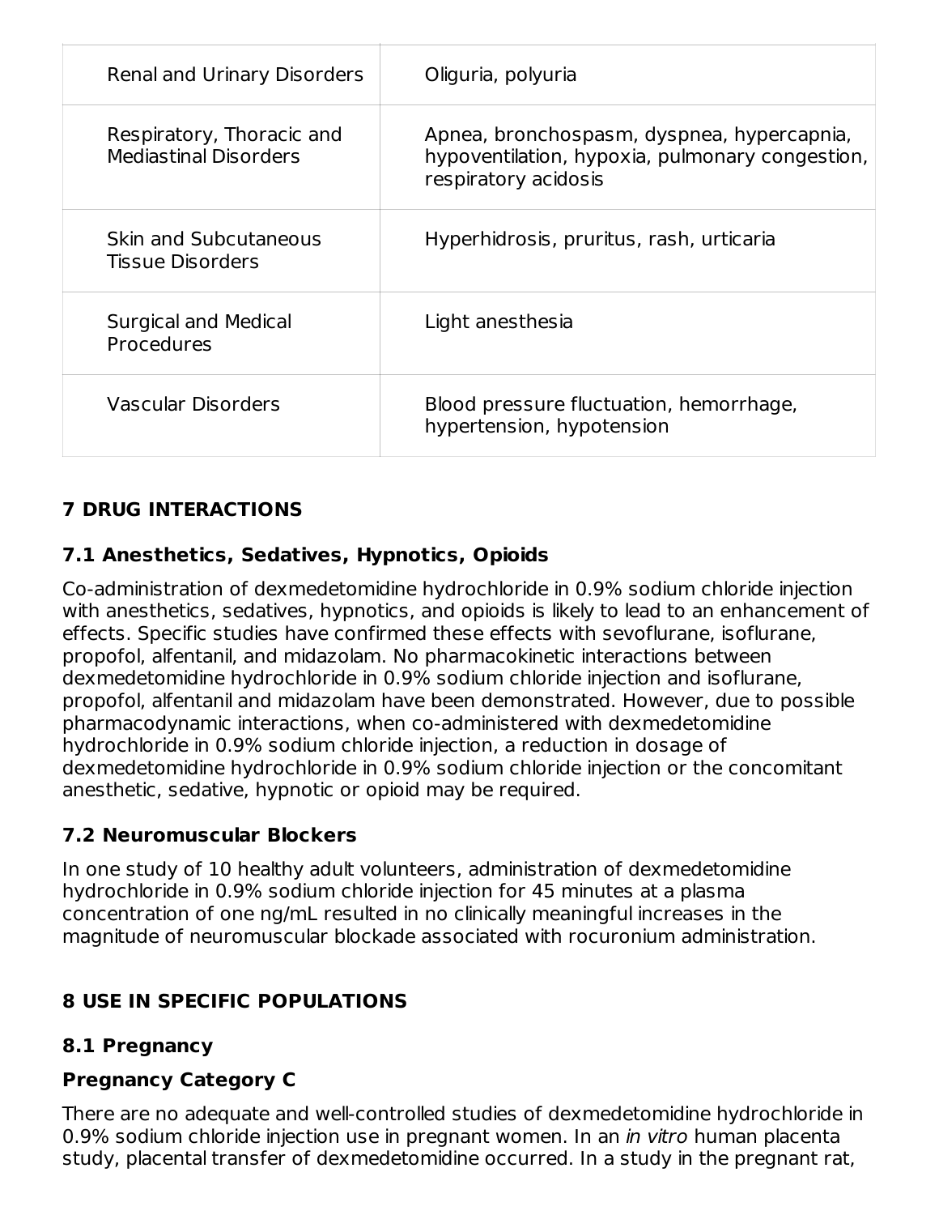| | |
|---|---|
| Renal and Urinary Disorders | Oliguria, polyuria |
| Respiratory, Thoracic and Mediastinal Disorders | Apnea, bronchospasm, dyspnea, hypercapnia, hypoventilation, hypoxia, pulmonary congestion, respiratory acidosis |
| Skin and Subcutaneous Tissue Disorders | Hyperhidrosis, pruritus, rash, urticaria |
| Surgical and Medical Procedures | Light anesthesia |
| Vascular Disorders | Blood pressure fluctuation, hemorrhage, hypertension, hypotension |

## 7 DRUG INTERACTIONS

### 7.1 Anesthetics, Sedatives, Hypnotics, Opioids

Co-administration of dexmedetomidine hydrochloride in 0.9% sodium chloride injection with anesthetics, sedatives, hypnotics, and opioids is likely to lead to an enhancement of effects. Specific studies have confirmed these effects with sevoflurane, isoflurane, propofol, alfentanil, and midazolam. No pharmacokinetic interactions between dexmedetomidine hydrochloride in 0.9% sodium chloride injection and isoflurane, propofol, alfentanil and midazolam have been demonstrated. However, due to possible pharmacodynamic interactions, when co-administered with dexmedetomidine hydrochloride in 0.9% sodium chloride injection, a reduction in dosage of dexmedetomidine hydrochloride in 0.9% sodium chloride injection or the concomitant anesthetic, sedative, hypnotic or opioid may be required.

### 7.2 Neuromuscular Blockers

In one study of 10 healthy adult volunteers, administration of dexmedetomidine hydrochloride in 0.9% sodium chloride injection for 45 minutes at a plasma concentration of one ng/mL resulted in no clinically meaningful increases in the magnitude of neuromuscular blockade associated with rocuronium administration.

## 8 USE IN SPECIFIC POPULATIONS

### 8.1 Pregnancy

**Pregnancy Category C**

There are no adequate and well-controlled studies of dexmedetomidine hydrochloride in 0.9% sodium chloride injection use in pregnant women. In an *in vitro* human placenta study, placental transfer of dexmedetomidine occurred. In a study in the pregnant rat,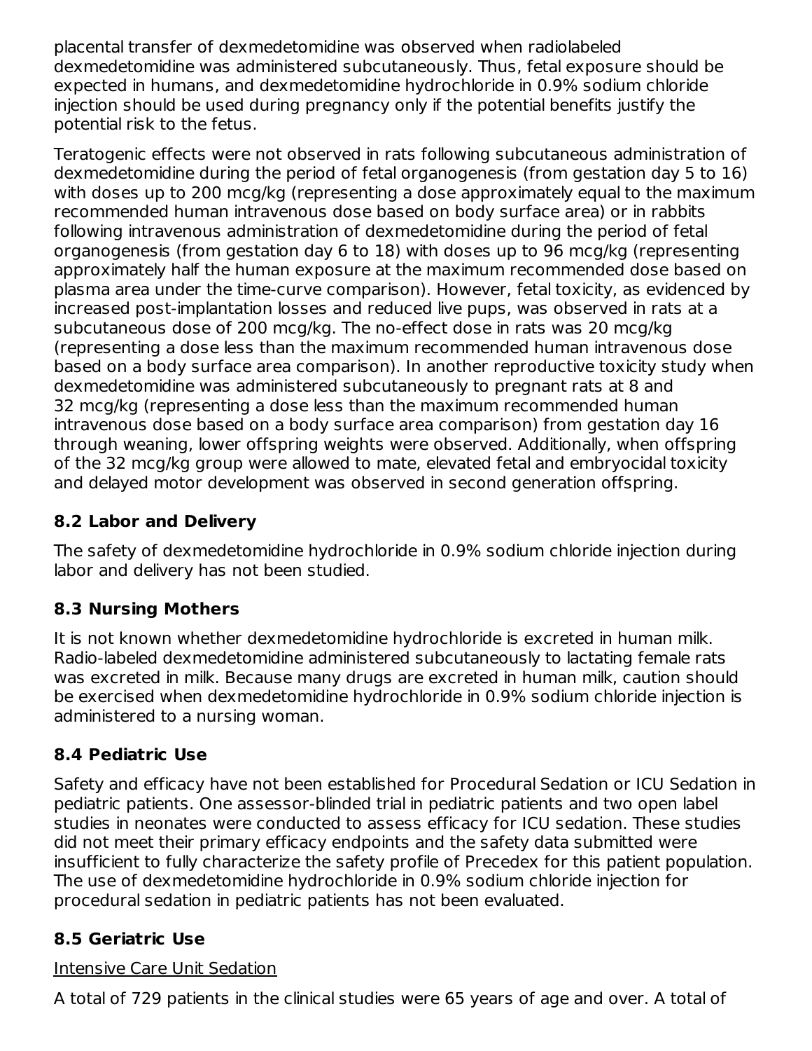placental transfer of dexmedetomidine was observed when radiolabeled dexmedetomidine was administered subcutaneously. Thus, fetal exposure should be expected in humans, and dexmedetomidine hydrochloride in 0.9% sodium chloride injection should be used during pregnancy only if the potential benefits justify the potential risk to the fetus.

Teratogenic effects were not observed in rats following subcutaneous administration of dexmedetomidine during the period of fetal organogenesis (from gestation day 5 to 16) with doses up to 200 mcg/kg (representing a dose approximately equal to the maximum recommended human intravenous dose based on body surface area) or in rabbits following intravenous administration of dexmedetomidine during the period of fetal organogenesis (from gestation day 6 to 18) with doses up to 96 mcg/kg (representing approximately half the human exposure at the maximum recommended dose based on plasma area under the time-curve comparison). However, fetal toxicity, as evidenced by increased post-implantation losses and reduced live pups, was observed in rats at a subcutaneous dose of 200 mcg/kg. The no-effect dose in rats was 20 mcg/kg (representing a dose less than the maximum recommended human intravenous dose based on a body surface area comparison). In another reproductive toxicity study when dexmedetomidine was administered subcutaneously to pregnant rats at 8 and 32 mcg/kg (representing a dose less than the maximum recommended human intravenous dose based on a body surface area comparison) from gestation day 16 through weaning, lower offspring weights were observed. Additionally, when offspring of the 32 mcg/kg group were allowed to mate, elevated fetal and embryocidal toxicity and delayed motor development was observed in second generation offspring.

### 8.2 Labor and Delivery

The safety of dexmedetomidine hydrochloride in 0.9% sodium chloride injection during labor and delivery has not been studied.

### 8.3 Nursing Mothers

It is not known whether dexmedetomidine hydrochloride is excreted in human milk. Radio-labeled dexmedetomidine administered subcutaneously to lactating female rats was excreted in milk. Because many drugs are excreted in human milk, caution should be exercised when dexmedetomidine hydrochloride in 0.9% sodium chloride injection is administered to a nursing woman.

### 8.4 Pediatric Use

Safety and efficacy have not been established for Procedural Sedation or ICU Sedation in pediatric patients. One assessor-blinded trial in pediatric patients and two open label studies in neonates were conducted to assess efficacy for ICU sedation. These studies did not meet their primary efficacy endpoints and the safety data submitted were insufficient to fully characterize the safety profile of Precedex for this patient population. The use of dexmedetomidine hydrochloride in 0.9% sodium chloride injection for procedural sedation in pediatric patients has not been evaluated.

### 8.5 Geriatric Use

Intensive Care Unit Sedation

A total of 729 patients in the clinical studies were 65 years of age and over. A total of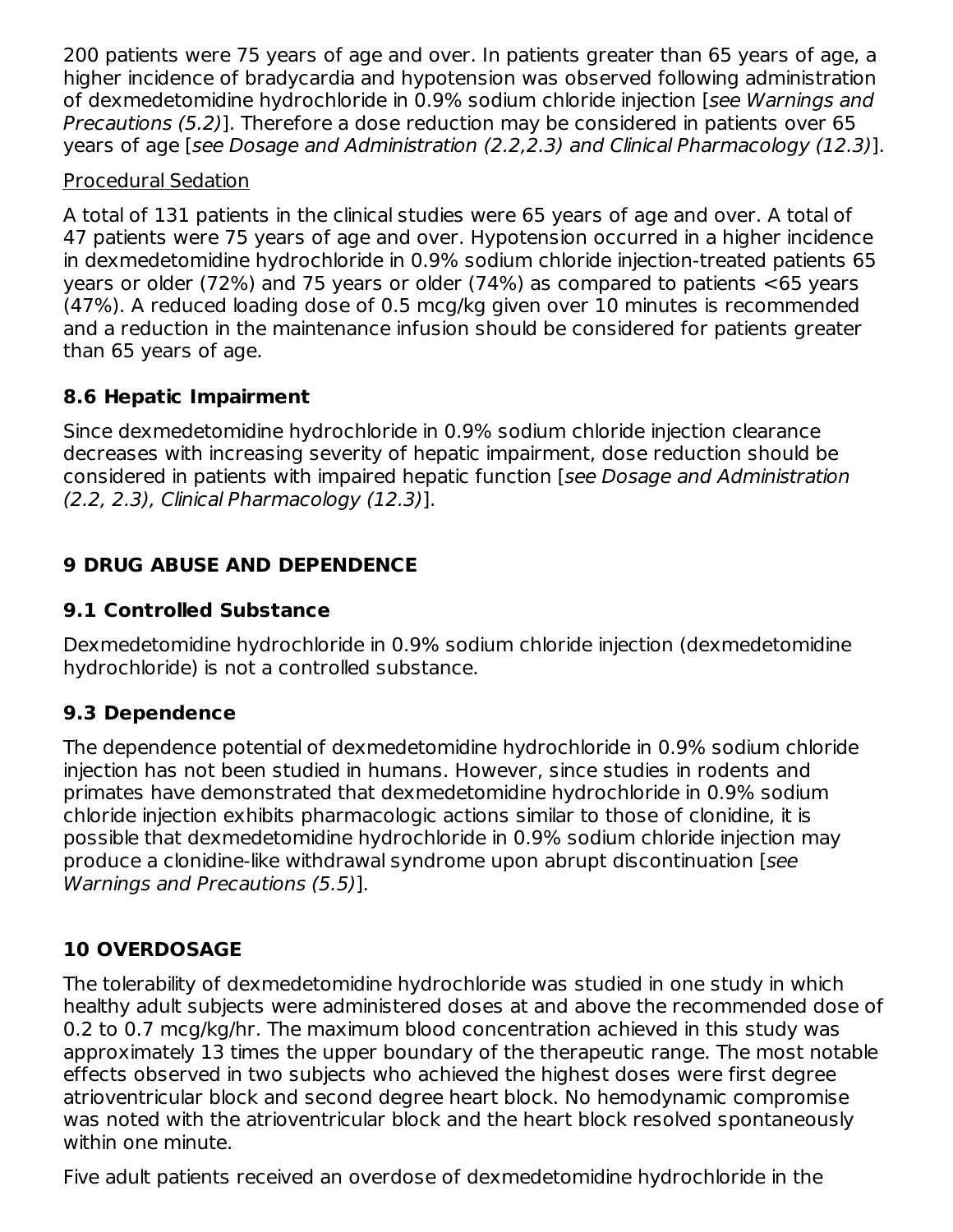200 patients were 75 years of age and over. In patients greater than 65 years of age, a higher incidence of bradycardia and hypotension was observed following administration of dexmedetomidine hydrochloride in 0.9% sodium chloride injection [*see Warnings and Precautions (5.2)*]. Therefore a dose reduction may be considered in patients over 65 years of age [*see Dosage and Administration (2.2,2.3) and Clinical Pharmacology (12.3)*].

Procedural Sedation

A total of 131 patients in the clinical studies were 65 years of age and over. A total of 47 patients were 75 years of age and over. Hypotension occurred in a higher incidence in dexmedetomidine hydrochloride in 0.9% sodium chloride injection-treated patients 65 years or older (72%) and 75 years or older (74%) as compared to patients <65 years (47%). A reduced loading dose of 0.5 mcg/kg given over 10 minutes is recommended and a reduction in the maintenance infusion should be considered for patients greater than 65 years of age.

### 8.6 Hepatic Impairment

Since dexmedetomidine hydrochloride in 0.9% sodium chloride injection clearance decreases with increasing severity of hepatic impairment, dose reduction should be considered in patients with impaired hepatic function [*see Dosage and Administration (2.2, 2.3), Clinical Pharmacology (12.3)*].

## 9 DRUG ABUSE AND DEPENDENCE

### 9.1 Controlled Substance

Dexmedetomidine hydrochloride in 0.9% sodium chloride injection (dexmedetomidine hydrochloride) is not a controlled substance.

### 9.3 Dependence

The dependence potential of dexmedetomidine hydrochloride in 0.9% sodium chloride injection has not been studied in humans. However, since studies in rodents and primates have demonstrated that dexmedetomidine hydrochloride in 0.9% sodium chloride injection exhibits pharmacologic actions similar to those of clonidine, it is possible that dexmedetomidine hydrochloride in 0.9% sodium chloride injection may produce a clonidine-like withdrawal syndrome upon abrupt discontinuation [*see Warnings and Precautions (5.5)*].

## 10 OVERDOSAGE

The tolerability of dexmedetomidine hydrochloride was studied in one study in which healthy adult subjects were administered doses at and above the recommended dose of 0.2 to 0.7 mcg/kg/hr. The maximum blood concentration achieved in this study was approximately 13 times the upper boundary of the therapeutic range. The most notable effects observed in two subjects who achieved the highest doses were first degree atrioventricular block and second degree heart block. No hemodynamic compromise was noted with the atrioventricular block and the heart block resolved spontaneously within one minute.

Five adult patients received an overdose of dexmedetomidine hydrochloride in the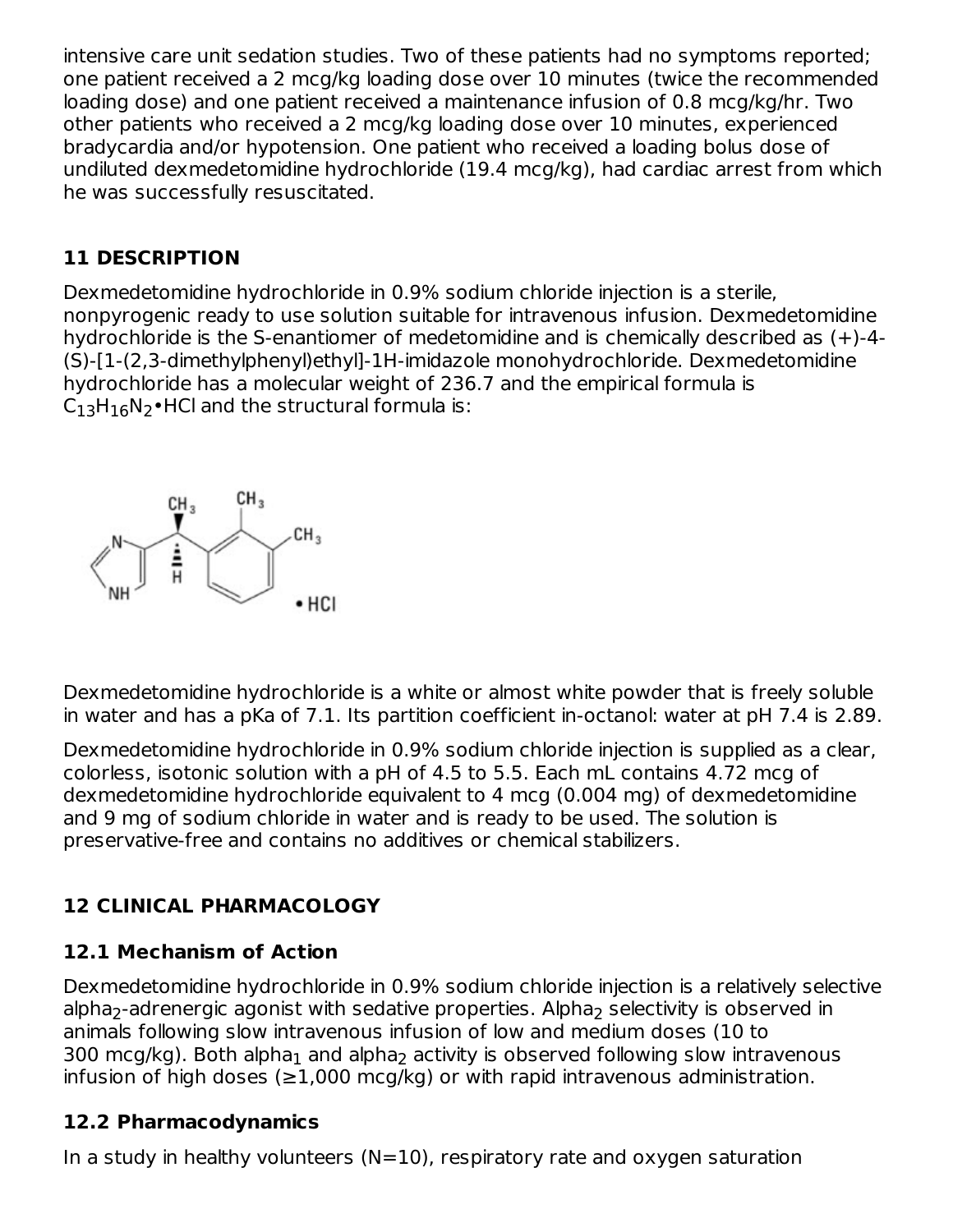intensive care unit sedation studies. Two of these patients had no symptoms reported; one patient received a 2 mcg/kg loading dose over 10 minutes (twice the recommended loading dose) and one patient received a maintenance infusion of 0.8 mcg/kg/hr. Two other patients who received a 2 mcg/kg loading dose over 10 minutes, experienced bradycardia and/or hypotension. One patient who received a loading bolus dose of undiluted dexmedetomidine hydrochloride (19.4 mcg/kg), had cardiac arrest from which he was successfully resuscitated.

## 11 DESCRIPTION

Dexmedetomidine hydrochloride in 0.9% sodium chloride injection is a sterile, nonpyrogenic ready to use solution suitable for intravenous infusion. Dexmedetomidine hydrochloride is the S-enantiomer of medetomidine and is chemically described as (+)-4-(S)-[1-(2,3-dimethylphenyl)ethyl]-1H-imidazole monohydrochloride. Dexmedetomidine hydrochloride has a molecular weight of 236.7 and the empirical formula is $C_{13}H_{16}N_2$•HCl and the structural formula is:

Dexmedetomidine hydrochloride is a white or almost white powder that is freely soluble in water and has a pKa of 7.1. Its partition coefficient in-octanol: water at pH 7.4 is 2.89.

Dexmedetomidine hydrochloride in 0.9% sodium chloride injection is supplied as a clear, colorless, isotonic solution with a pH of 4.5 to 5.5. Each mL contains 4.72 mcg of dexmedetomidine hydrochloride equivalent to 4 mcg (0.004 mg) of dexmedetomidine and 9 mg of sodium chloride in water and is ready to be used. The solution is preservative-free and contains no additives or chemical stabilizers.

## 12 CLINICAL PHARMACOLOGY

### 12.1 Mechanism of Action

Dexmedetomidine hydrochloride in 0.9% sodium chloride injection is a relatively selective $alpha_2$-adrenergic agonist with sedative properties. $Alpha_2$ selectivity is observed in animals following slow intravenous infusion of low and medium doses (10 to 300 mcg/kg). Both $alpha_1$ and $alpha_2$ activity is observed following slow intravenous infusion of high doses (≥1,000 mcg/kg) or with rapid intravenous administration.

### 12.2 Pharmacodynamics

In a study in healthy volunteers (N=10), respiratory rate and oxygen saturation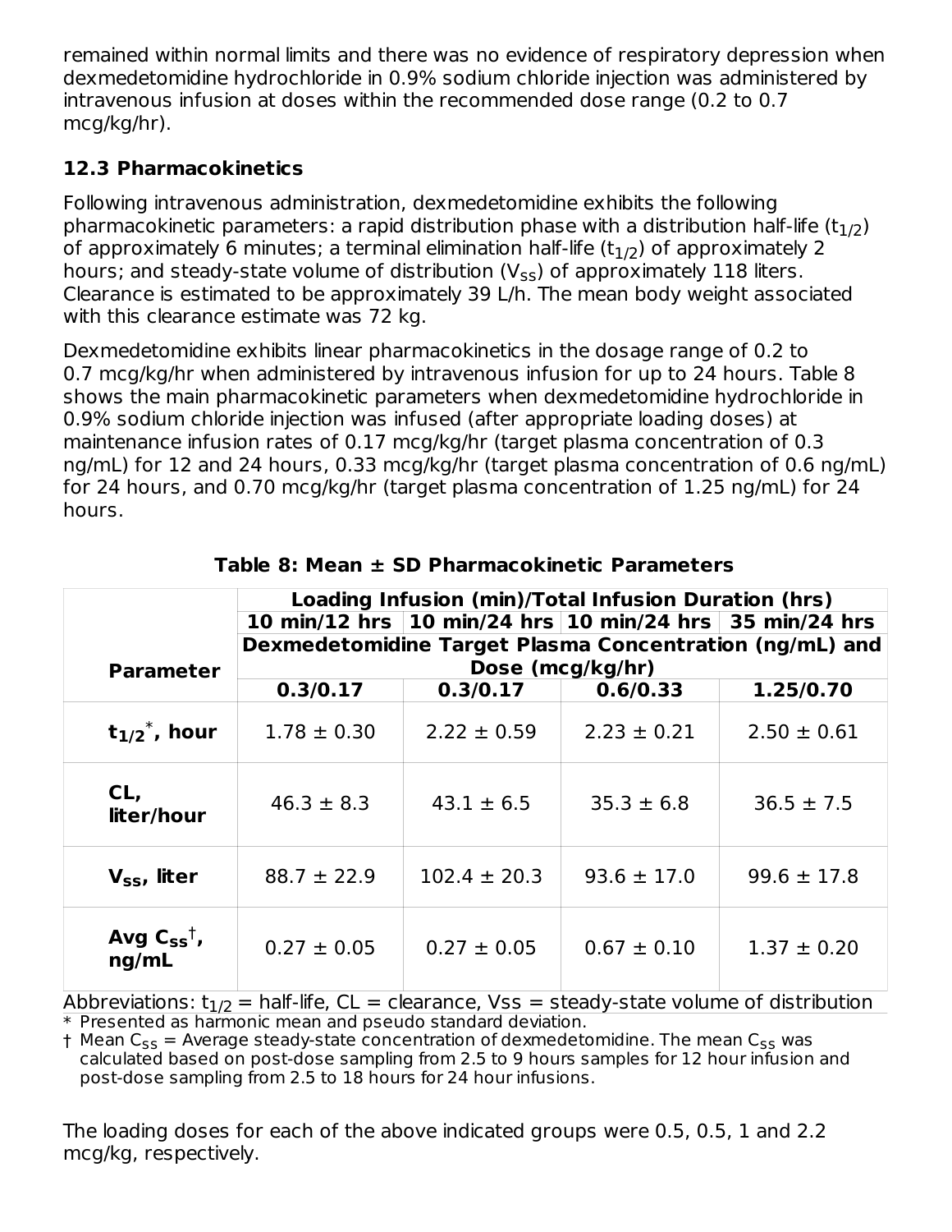remained within normal limits and there was no evidence of respiratory depression when dexmedetomidine hydrochloride in 0.9% sodium chloride injection was administered by intravenous infusion at doses within the recommended dose range (0.2 to 0.7 mcg/kg/hr).

### 12.3 Pharmacokinetics

Following intravenous administration, dexmedetomidine exhibits the following pharmacokinetic parameters: a rapid distribution phase with a distribution half-life ($t_{1/2}$) of approximately 6 minutes; a terminal elimination half-life ($t_{1/2}$) of approximately 2 hours; and steady-state volume of distribution ($V_{ss}$) of approximately 118 liters. Clearance is estimated to be approximately 39 L/h. The mean body weight associated with this clearance estimate was 72 kg.

Dexmedetomidine exhibits linear pharmacokinetics in the dosage range of 0.2 to 0.7 mcg/kg/hr when administered by intravenous infusion for up to 24 hours. Table 8 shows the main pharmacokinetic parameters when dexmedetomidine hydrochloride in 0.9% sodium chloride injection was infused (after appropriate loading doses) at maintenance infusion rates of 0.17 mcg/kg/hr (target plasma concentration of 0.3 ng/mL) for 12 and 24 hours, 0.33 mcg/kg/hr (target plasma concentration of 0.6 ng/mL) for 24 hours, and 0.70 mcg/kg/hr (target plasma concentration of 1.25 ng/mL) for 24 hours.

**Table 8: Mean ± SD Pharmacokinetic Parameters**

| Parameter | Loading Infusion (min)/Total Infusion Duration (hrs) | | | |
|---|---|---|---|---|
| | 10 min/12 hrs | 10 min/24 hrs | 10 min/24 hrs | 35 min/24 hrs |
| | Dexmedetomidine Target Plasma Concentration (ng/mL) and Dose (mcg/kg/hr) | | | |
| | 0.3/0.17 | 0.3/0.17 | 0.6/0.33 | 1.25/0.70 |
| $t_{1/2}$*, hour | 1.78 ± 0.30 | 2.22 ± 0.59 | 2.23 ± 0.21 | 2.50 ± 0.61 |
| CL, liter/hour | 46.3 ± 8.3 | 43.1 ± 6.5 | 35.3 ± 6.8 | 36.5 ± 7.5 |
| $V_{ss}$, liter | 88.7 ± 22.9 | 102.4 ± 20.3 | 93.6 ± 17.0 | 99.6 ± 17.8 |
| Avg $C_{ss}$†, ng/mL | 0.27 ± 0.05 | 0.27 ± 0.05 | 0.67 ± 0.10 | 1.37 ± 0.20 |

Abbreviations: $t_{1/2}$ = half-life, CL = clearance, Vss = steady-state volume of distribution

\* Presented as harmonic mean and pseudo standard deviation.

† Mean $C_{ss}$ = Average steady-state concentration of dexmedetomidine. The mean $C_{ss}$ was calculated based on post-dose sampling from 2.5 to 9 hours samples for 12 hour infusion and post-dose sampling from 2.5 to 18 hours for 24 hour infusions.

The loading doses for each of the above indicated groups were 0.5, 0.5, 1 and 2.2 mcg/kg, respectively.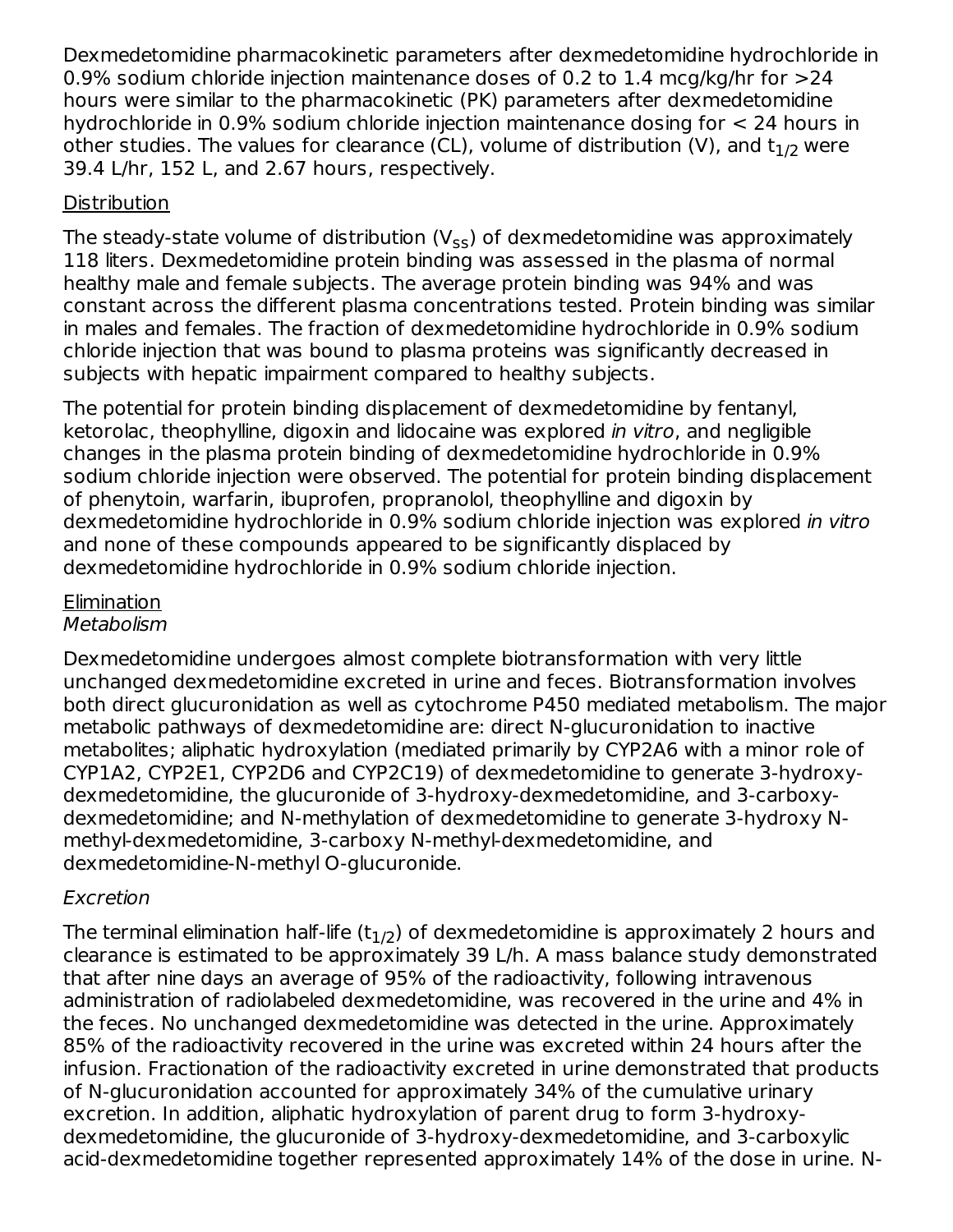Dexmedetomidine pharmacokinetic parameters after dexmedetomidine hydrochloride in 0.9% sodium chloride injection maintenance doses of 0.2 to 1.4 mcg/kg/hr for >24 hours were similar to the pharmacokinetic (PK) parameters after dexmedetomidine hydrochloride in 0.9% sodium chloride injection maintenance dosing for < 24 hours in other studies. The values for clearance (CL), volume of distribution (V), and $t_{1/2}$ were 39.4 L/hr, 152 L, and 2.67 hours, respectively.

Distribution

The steady-state volume of distribution ($V_{ss}$) of dexmedetomidine was approximately 118 liters. Dexmedetomidine protein binding was assessed in the plasma of normal healthy male and female subjects. The average protein binding was 94% and was constant across the different plasma concentrations tested. Protein binding was similar in males and females. The fraction of dexmedetomidine hydrochloride in 0.9% sodium chloride injection that was bound to plasma proteins was significantly decreased in subjects with hepatic impairment compared to healthy subjects.

The potential for protein binding displacement of dexmedetomidine by fentanyl, ketorolac, theophylline, digoxin and lidocaine was explored *in vitro*, and negligible changes in the plasma protein binding of dexmedetomidine hydrochloride in 0.9% sodium chloride injection were observed. The potential for protein binding displacement of phenytoin, warfarin, ibuprofen, propranolol, theophylline and digoxin by dexmedetomidine hydrochloride in 0.9% sodium chloride injection was explored *in vitro* and none of these compounds appeared to be significantly displaced by dexmedetomidine hydrochloride in 0.9% sodium chloride injection.

Elimination

*Metabolism*

Dexmedetomidine undergoes almost complete biotransformation with very little unchanged dexmedetomidine excreted in urine and feces. Biotransformation involves both direct glucuronidation as well as cytochrome P450 mediated metabolism. The major metabolic pathways of dexmedetomidine are: direct N-glucuronidation to inactive metabolites; aliphatic hydroxylation (mediated primarily by CYP2A6 with a minor role of CYP1A2, CYP2E1, CYP2D6 and CYP2C19) of dexmedetomidine to generate 3-hydroxy-dexmedetomidine, the glucuronide of 3-hydroxy-dexmedetomidine, and 3-carboxy-dexmedetomidine; and N-methylation of dexmedetomidine to generate 3-hydroxy N-methyl-dexmedetomidine, 3-carboxy N-methyl-dexmedetomidine, and dexmedetomidine-N-methyl O-glucuronide.

*Excretion*

The terminal elimination half-life ($t_{1/2}$) of dexmedetomidine is approximately 2 hours and clearance is estimated to be approximately 39 L/h. A mass balance study demonstrated that after nine days an average of 95% of the radioactivity, following intravenous administration of radiolabeled dexmedetomidine, was recovered in the urine and 4% in the feces. No unchanged dexmedetomidine was detected in the urine. Approximately 85% of the radioactivity recovered in the urine was excreted within 24 hours after the infusion. Fractionation of the radioactivity excreted in urine demonstrated that products of N-glucuronidation accounted for approximately 34% of the cumulative urinary excretion. In addition, aliphatic hydroxylation of parent drug to form 3-hydroxy-dexmedetomidine, the glucuronide of 3-hydroxy-dexmedetomidine, and 3-carboxylic acid-dexmedetomidine together represented approximately 14% of the dose in urine. N-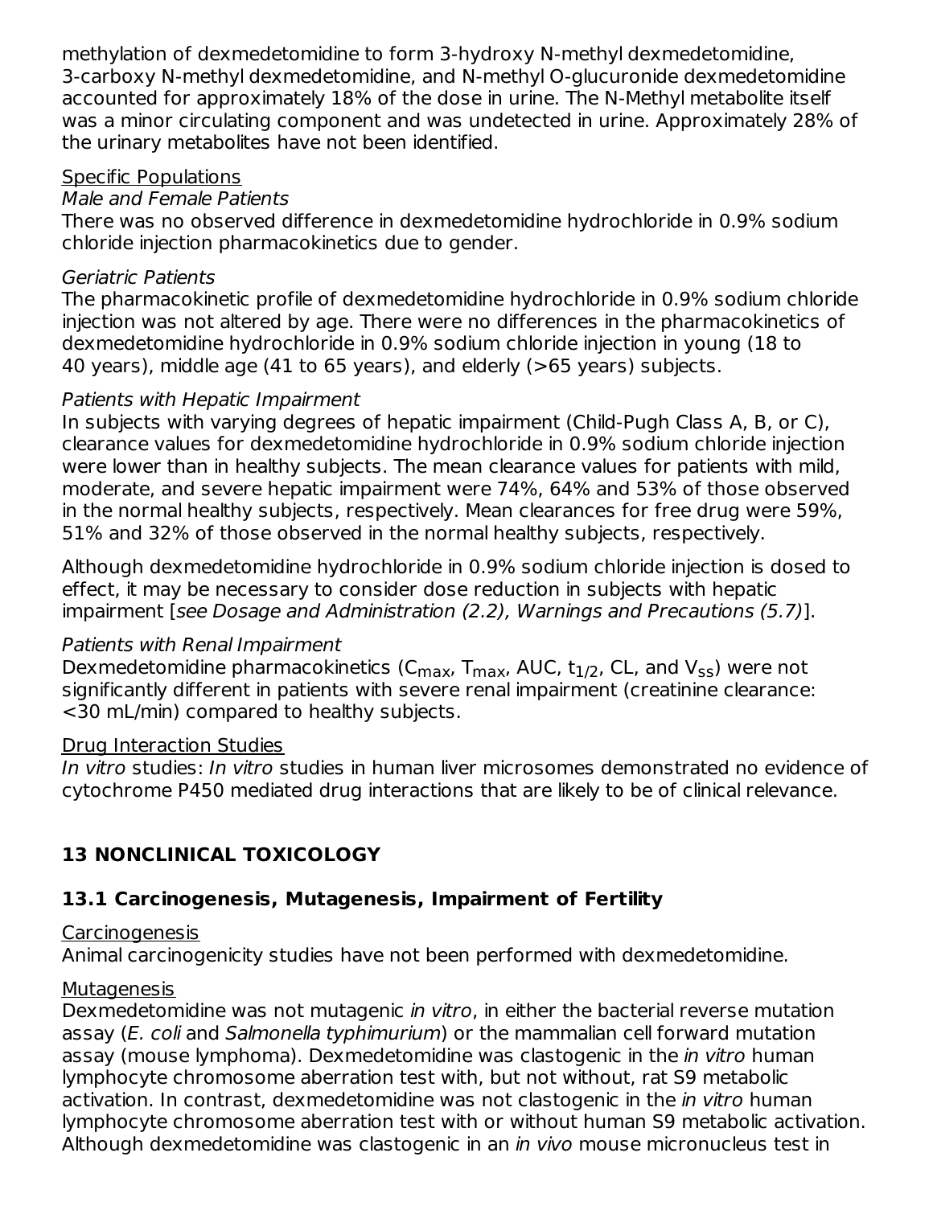methylation of dexmedetomidine to form 3-hydroxy N-methyl dexmedetomidine, 3-carboxy N-methyl dexmedetomidine, and N-methyl O-glucuronide dexmedetomidine accounted for approximately 18% of the dose in urine. The N-Methyl metabolite itself was a minor circulating component and was undetected in urine. Approximately 28% of the urinary metabolites have not been identified.

Specific Populations

*Male and Female Patients*

There was no observed difference in dexmedetomidine hydrochloride in 0.9% sodium chloride injection pharmacokinetics due to gender.

*Geriatric Patients*

The pharmacokinetic profile of dexmedetomidine hydrochloride in 0.9% sodium chloride injection was not altered by age. There were no differences in the pharmacokinetics of dexmedetomidine hydrochloride in 0.9% sodium chloride injection in young (18 to 40 years), middle age (41 to 65 years), and elderly (>65 years) subjects.

*Patients with Hepatic Impairment*

In subjects with varying degrees of hepatic impairment (Child-Pugh Class A, B, or C), clearance values for dexmedetomidine hydrochloride in 0.9% sodium chloride injection were lower than in healthy subjects. The mean clearance values for patients with mild, moderate, and severe hepatic impairment were 74%, 64% and 53% of those observed in the normal healthy subjects, respectively. Mean clearances for free drug were 59%, 51% and 32% of those observed in the normal healthy subjects, respectively.

Although dexmedetomidine hydrochloride in 0.9% sodium chloride injection is dosed to effect, it may be necessary to consider dose reduction in subjects with hepatic impairment [*see Dosage and Administration (2.2), Warnings and Precautions (5.7)*].

*Patients with Renal Impairment*

Dexmedetomidine pharmacokinetics ($C_{max}$, $T_{max}$, AUC, $t_{1/2}$, CL, and $V_{ss}$) were not significantly different in patients with severe renal impairment (creatinine clearance: <30 mL/min) compared to healthy subjects.

Drug Interaction Studies

*In vitro* studies: *In vitro* studies in human liver microsomes demonstrated no evidence of cytochrome P450 mediated drug interactions that are likely to be of clinical relevance.

## 13 NONCLINICAL TOXICOLOGY

### 13.1 Carcinogenesis, Mutagenesis, Impairment of Fertility

Carcinogenesis

Animal carcinogenicity studies have not been performed with dexmedetomidine.

Mutagenesis

Dexmedetomidine was not mutagenic *in vitro*, in either the bacterial reverse mutation assay (*E. coli* and *Salmonella typhimurium*) or the mammalian cell forward mutation assay (mouse lymphoma). Dexmedetomidine was clastogenic in the *in vitro* human lymphocyte chromosome aberration test with, but not without, rat S9 metabolic activation. In contrast, dexmedetomidine was not clastogenic in the *in vitro* human lymphocyte chromosome aberration test with or without human S9 metabolic activation. Although dexmedetomidine was clastogenic in an *in vivo* mouse micronucleus test in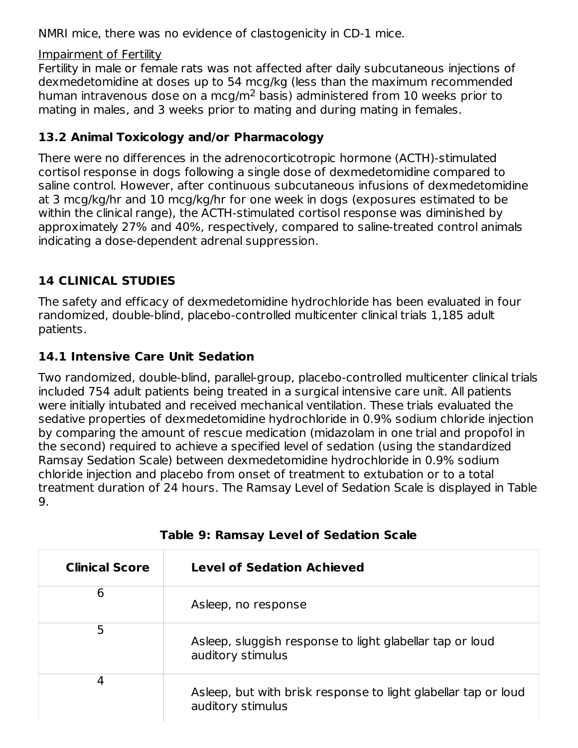NMRI mice, there was no evidence of clastogenicity in CD-1 mice.

Impairment of Fertility

Fertility in male or female rats was not affected after daily subcutaneous injections of dexmedetomidine at doses up to 54 mcg/kg (less than the maximum recommended human intravenous dose on a mcg/m$^2$ basis) administered from 10 weeks prior to mating in males, and 3 weeks prior to mating and during mating in females.

### 13.2 Animal Toxicology and/or Pharmacology

There were no differences in the adrenocorticotropic hormone (ACTH)-stimulated cortisol response in dogs following a single dose of dexmedetomidine compared to saline control. However, after continuous subcutaneous infusions of dexmedetomidine at 3 mcg/kg/hr and 10 mcg/kg/hr for one week in dogs (exposures estimated to be within the clinical range), the ACTH-stimulated cortisol response was diminished by approximately 27% and 40%, respectively, compared to saline-treated control animals indicating a dose-dependent adrenal suppression.

## 14 CLINICAL STUDIES

The safety and efficacy of dexmedetomidine hydrochloride has been evaluated in four randomized, double-blind, placebo-controlled multicenter clinical trials 1,185 adult patients.

### 14.1 Intensive Care Unit Sedation

Two randomized, double-blind, parallel-group, placebo-controlled multicenter clinical trials included 754 adult patients being treated in a surgical intensive care unit. All patients were initially intubated and received mechanical ventilation. These trials evaluated the sedative properties of dexmedetomidine hydrochloride in 0.9% sodium chloride injection by comparing the amount of rescue medication (midazolam in one trial and propofol in the second) required to achieve a specified level of sedation (using the standardized Ramsay Sedation Scale) between dexmedetomidine hydrochloride in 0.9% sodium chloride injection and placebo from onset of treatment to extubation or to a total treatment duration of 24 hours. The Ramsay Level of Sedation Scale is displayed in Table 9.

**Table 9: Ramsay Level of Sedation Scale**

| Clinical Score | Level of Sedation Achieved |
|---|---|
| 6 | Asleep, no response |
| 5 | Asleep, sluggish response to light glabellar tap or loud auditory stimulus |
| 4 | Asleep, but with brisk response to light glabellar tap or loud auditory stimulus |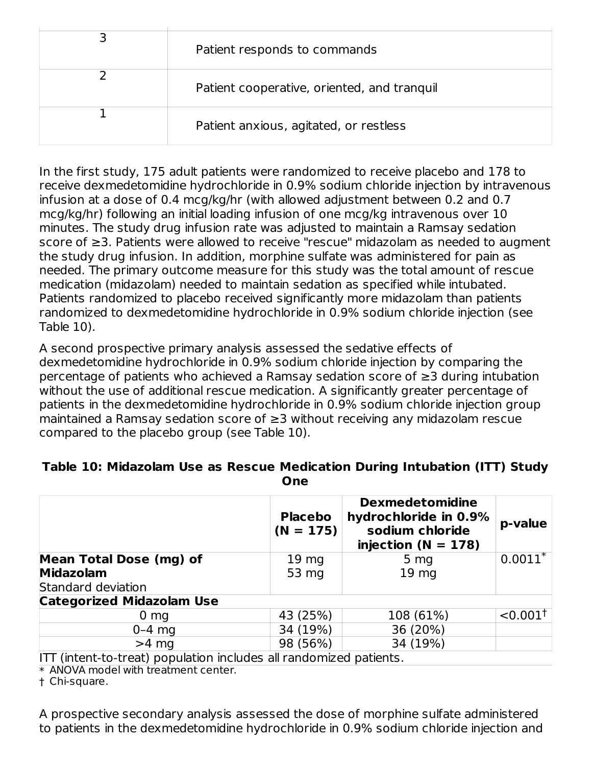| | |
|---|---|
| 3 | Patient responds to commands |
| 2 | Patient cooperative, oriented, and tranquil |
| 1 | Patient anxious, agitated, or restless |

In the first study, 175 adult patients were randomized to receive placebo and 178 to receive dexmedetomidine hydrochloride in 0.9% sodium chloride injection by intravenous infusion at a dose of 0.4 mcg/kg/hr (with allowed adjustment between 0.2 and 0.7 mcg/kg/hr) following an initial loading infusion of one mcg/kg intravenous over 10 minutes. The study drug infusion rate was adjusted to maintain a Ramsay sedation score of ≥3. Patients were allowed to receive "rescue" midazolam as needed to augment the study drug infusion. In addition, morphine sulfate was administered for pain as needed. The primary outcome measure for this study was the total amount of rescue medication (midazolam) needed to maintain sedation as specified while intubated. Patients randomized to placebo received significantly more midazolam than patients randomized to dexmedetomidine hydrochloride in 0.9% sodium chloride injection (see Table 10).

A second prospective primary analysis assessed the sedative effects of dexmedetomidine hydrochloride in 0.9% sodium chloride injection by comparing the percentage of patients who achieved a Ramsay sedation score of ≥3 during intubation without the use of additional rescue medication. A significantly greater percentage of patients in the dexmedetomidine hydrochloride in 0.9% sodium chloride injection group maintained a Ramsay sedation score of ≥3 without receiving any midazolam rescue compared to the placebo group (see Table 10).

**Table 10: Midazolam Use as Rescue Medication During Intubation (ITT) Study One**

| | Placebo (N = 175) | Dexmedetomidine hydrochloride in 0.9% sodium chloride injection (N = 178) | p-value |
|---|---|---|---|
| **Mean Total Dose (mg) of Midazolam** | 19 mg | 5 mg | 0.0011* |
| Standard deviation | 53 mg | 19 mg | |
| **Categorized Midazolam Use** | | | |
| 0 mg | 43 (25%) | 108 (61%) | <0.001† |
| 0–4 mg | 34 (19%) | 36 (20%) | |
| >4 mg | 98 (56%) | 34 (19%) | |

ITT (intent-to-treat) population includes all randomized patients.

\* ANOVA model with treatment center.

† Chi-square.

A prospective secondary analysis assessed the dose of morphine sulfate administered to patients in the dexmedetomidine hydrochloride in 0.9% sodium chloride injection and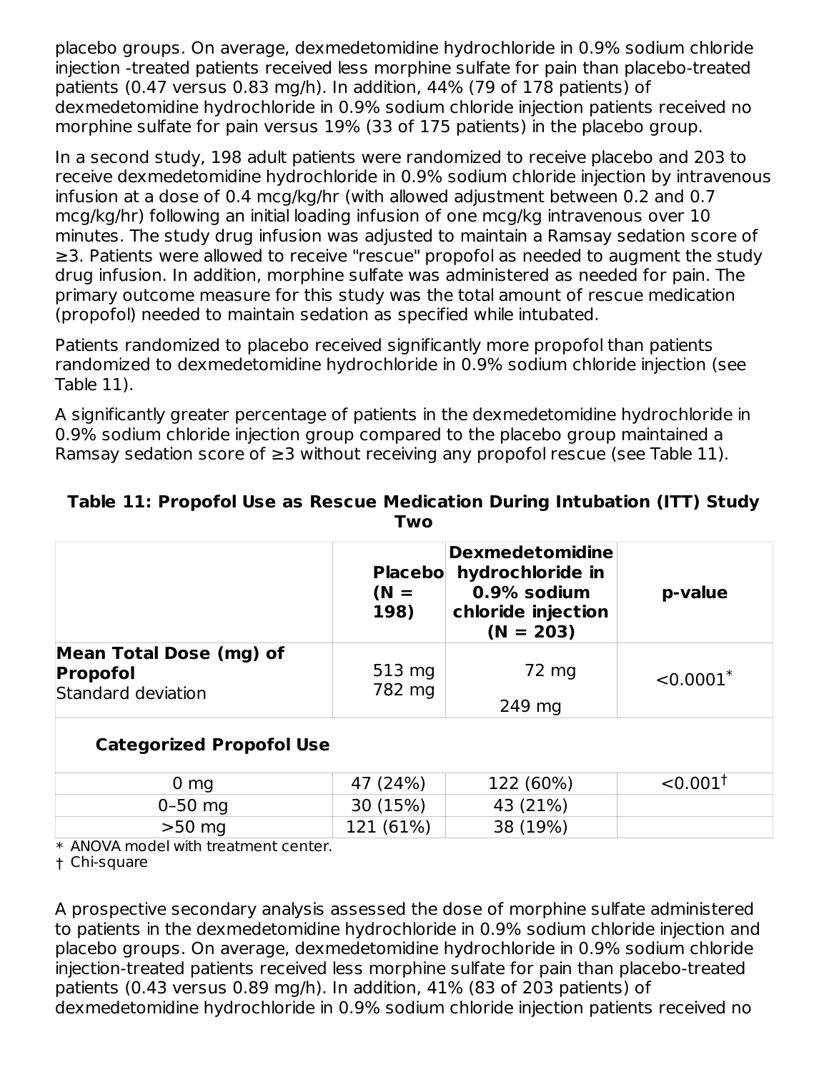placebo groups. On average, dexmedetomidine hydrochloride in 0.9% sodium chloride injection -treated patients received less morphine sulfate for pain than placebo-treated patients (0.47 versus 0.83 mg/h). In addition, 44% (79 of 178 patients) of dexmedetomidine hydrochloride in 0.9% sodium chloride injection patients received no morphine sulfate for pain versus 19% (33 of 175 patients) in the placebo group.

In a second study, 198 adult patients were randomized to receive placebo and 203 to receive dexmedetomidine hydrochloride in 0.9% sodium chloride injection by intravenous infusion at a dose of 0.4 mcg/kg/hr (with allowed adjustment between 0.2 and 0.7 mcg/kg/hr) following an initial loading infusion of one mcg/kg intravenous over 10 minutes. The study drug infusion was adjusted to maintain a Ramsay sedation score of ≥3. Patients were allowed to receive "rescue" propofol as needed to augment the study drug infusion. In addition, morphine sulfate was administered as needed for pain. The primary outcome measure for this study was the total amount of rescue medication (propofol) needed to maintain sedation as specified while intubated.

Patients randomized to placebo received significantly more propofol than patients randomized to dexmedetomidine hydrochloride in 0.9% sodium chloride injection (see Table 11).

A significantly greater percentage of patients in the dexmedetomidine hydrochloride in 0.9% sodium chloride injection group compared to the placebo group maintained a Ramsay sedation score of ≥3 without receiving any propofol rescue (see Table 11).

**Table 11: Propofol Use as Rescue Medication During Intubation (ITT) Study Two**

| | Placebo (N = 198) | Dexmedetomidine hydrochloride in 0.9% sodium chloride injection (N = 203) | p-value |
|---|---|---|---|
| **Mean Total Dose (mg) of Propofol**<br>Standard deviation | 513 mg<br>782 mg | 72 mg<br>249 mg | <0.0001* |
| **Categorized Propofol Use** | | | |
| 0 mg | 47 (24%) | 122 (60%) | <0.001† |
| 0–50 mg | 30 (15%) | 43 (21%) | |
| >50 mg | 121 (61%) | 38 (19%) | |

\* ANOVA model with treatment center.
† Chi-square

A prospective secondary analysis assessed the dose of morphine sulfate administered to patients in the dexmedetomidine hydrochloride in 0.9% sodium chloride injection and placebo groups. On average, dexmedetomidine hydrochloride in 0.9% sodium chloride injection-treated patients received less morphine sulfate for pain than placebo-treated patients (0.43 versus 0.89 mg/h). In addition, 41% (83 of 203 patients) of dexmedetomidine hydrochloride in 0.9% sodium chloride injection patients received no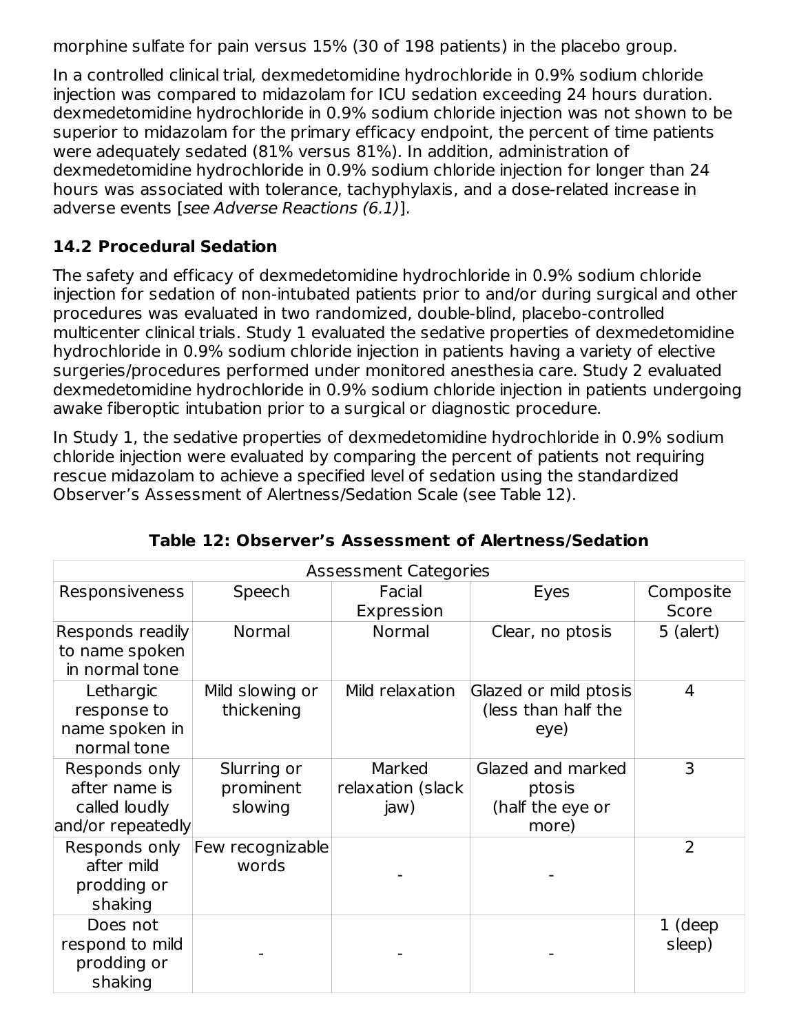morphine sulfate for pain versus 15% (30 of 198 patients) in the placebo group.

In a controlled clinical trial, dexmedetomidine hydrochloride in 0.9% sodium chloride injection was compared to midazolam for ICU sedation exceeding 24 hours duration. dexmedetomidine hydrochloride in 0.9% sodium chloride injection was not shown to be superior to midazolam for the primary efficacy endpoint, the percent of time patients were adequately sedated (81% versus 81%). In addition, administration of dexmedetomidine hydrochloride in 0.9% sodium chloride injection for longer than 24 hours was associated with tolerance, tachyphylaxis, and a dose-related increase in adverse events [*see Adverse Reactions (6.1)*].

### 14.2 Procedural Sedation

The safety and efficacy of dexmedetomidine hydrochloride in 0.9% sodium chloride injection for sedation of non-intubated patients prior to and/or during surgical and other procedures was evaluated in two randomized, double-blind, placebo-controlled multicenter clinical trials. Study 1 evaluated the sedative properties of dexmedetomidine hydrochloride in 0.9% sodium chloride injection in patients having a variety of elective surgeries/procedures performed under monitored anesthesia care. Study 2 evaluated dexmedetomidine hydrochloride in 0.9% sodium chloride injection in patients undergoing awake fiberoptic intubation prior to a surgical or diagnostic procedure.

In Study 1, the sedative properties of dexmedetomidine hydrochloride in 0.9% sodium chloride injection were evaluated by comparing the percent of patients not requiring rescue midazolam to achieve a specified level of sedation using the standardized Observer's Assessment of Alertness/Sedation Scale (see Table 12).

**Table 12: Observer's Assessment of Alertness/Sedation**

| Assessment Categories | | | | |
|---|---|---|---|---|
| Responsiveness | Speech | Facial Expression | Eyes | Composite Score |
| Responds readily to name spoken in normal tone | Normal | Normal | Clear, no ptosis | 5 (alert) |
| Lethargic response to name spoken in normal tone | Mild slowing or thickening | Mild relaxation | Glazed or mild ptosis (less than half the eye) | 4 |
| Responds only after name is called loudly and/or repeatedly | Slurring or prominent slowing | Marked relaxation (slack jaw) | Glazed and marked ptosis (half the eye or more) | 3 |
| Responds only after mild prodding or shaking | Few recognizable words | - | - | 2 |
| Does not respond to mild prodding or shaking | - | - | - | 1 (deep sleep) |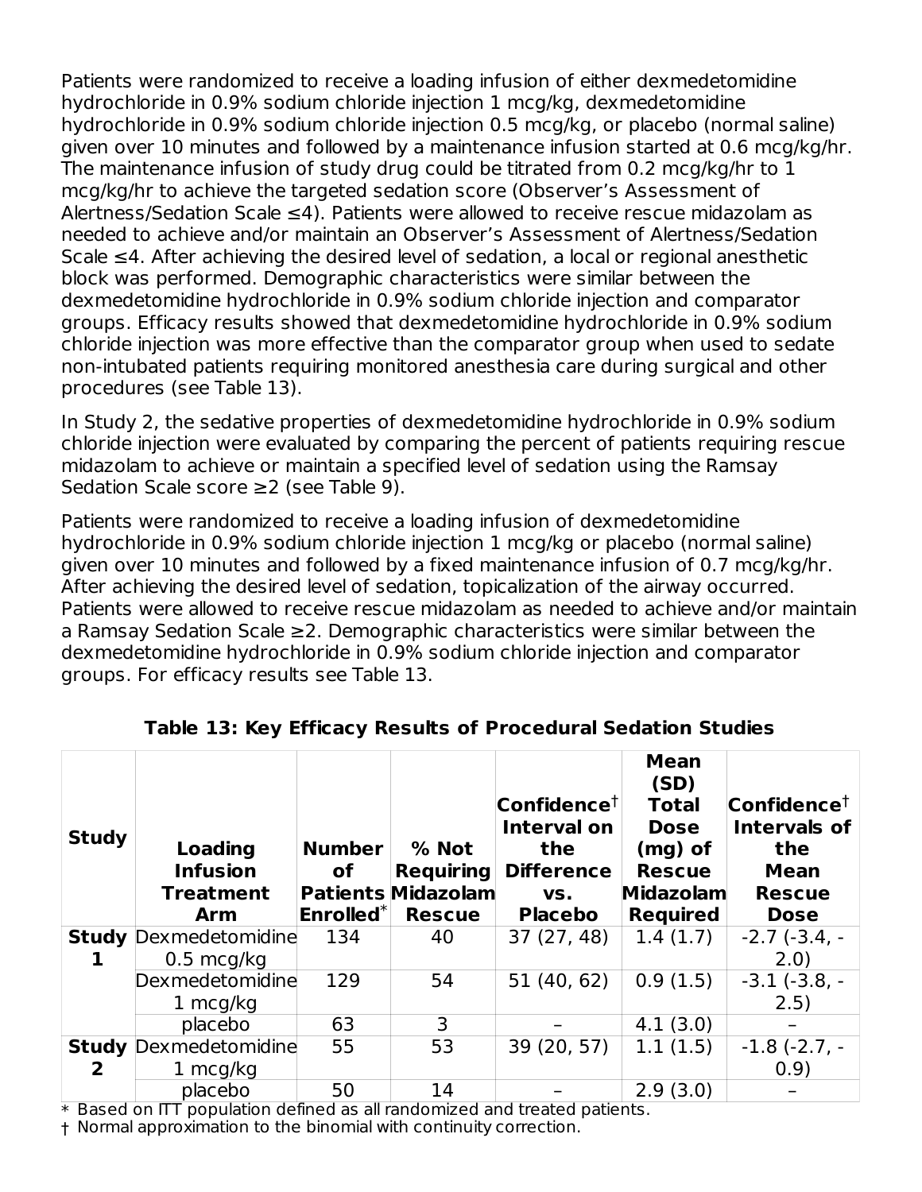Patients were randomized to receive a loading infusion of either dexmedetomidine hydrochloride in 0.9% sodium chloride injection 1 mcg/kg, dexmedetomidine hydrochloride in 0.9% sodium chloride injection 0.5 mcg/kg, or placebo (normal saline) given over 10 minutes and followed by a maintenance infusion started at 0.6 mcg/kg/hr. The maintenance infusion of study drug could be titrated from 0.2 mcg/kg/hr to 1 mcg/kg/hr to achieve the targeted sedation score (Observer's Assessment of Alertness/Sedation Scale ≤4). Patients were allowed to receive rescue midazolam as needed to achieve and/or maintain an Observer's Assessment of Alertness/Sedation Scale ≤4. After achieving the desired level of sedation, a local or regional anesthetic block was performed. Demographic characteristics were similar between the dexmedetomidine hydrochloride in 0.9% sodium chloride injection and comparator groups. Efficacy results showed that dexmedetomidine hydrochloride in 0.9% sodium chloride injection was more effective than the comparator group when used to sedate non-intubated patients requiring monitored anesthesia care during surgical and other procedures (see Table 13).

In Study 2, the sedative properties of dexmedetomidine hydrochloride in 0.9% sodium chloride injection were evaluated by comparing the percent of patients requiring rescue midazolam to achieve or maintain a specified level of sedation using the Ramsay Sedation Scale score ≥2 (see Table 9).

Patients were randomized to receive a loading infusion of dexmedetomidine hydrochloride in 0.9% sodium chloride injection 1 mcg/kg or placebo (normal saline) given over 10 minutes and followed by a fixed maintenance infusion of 0.7 mcg/kg/hr. After achieving the desired level of sedation, topicalization of the airway occurred. Patients were allowed to receive rescue midazolam as needed to achieve and/or maintain a Ramsay Sedation Scale ≥2. Demographic characteristics were similar between the dexmedetomidine hydrochloride in 0.9% sodium chloride injection and comparator groups. For efficacy results see Table 13.

**Table 13: Key Efficacy Results of Procedural Sedation Studies**

| Study | Loading Infusion Treatment Arm | Number of Patients Enrolled* | % Not Requiring Midazolam Rescue | Confidence† Interval on the Difference vs. Placebo | Mean (SD) Total Dose (mg) of Rescue Midazolam Required | Confidence† Intervals of the Mean Rescue Dose |
|---|---|---|---|---|---|---|
| **Study 1** | Dexmedetomidine 0.5 mcg/kg | 134 | 40 | 37 (27, 48) | 1.4 (1.7) | -2.7 (-3.4, -2.0) |
| | Dexmedetomidine 1 mcg/kg | 129 | 54 | 51 (40, 62) | 0.9 (1.5) | -3.1 (-3.8, -2.5) |
| | placebo | 63 | 3 | – | 4.1 (3.0) | – |
| **Study 2** | Dexmedetomidine 1 mcg/kg | 55 | 53 | 39 (20, 57) | 1.1 (1.5) | -1.8 (-2.7, -0.9) |
| | placebo | 50 | 14 | – | 2.9 (3.0) | – |

\* Based on ITT population defined as all randomized and treated patients.

† Normal approximation to the binomial with continuity correction.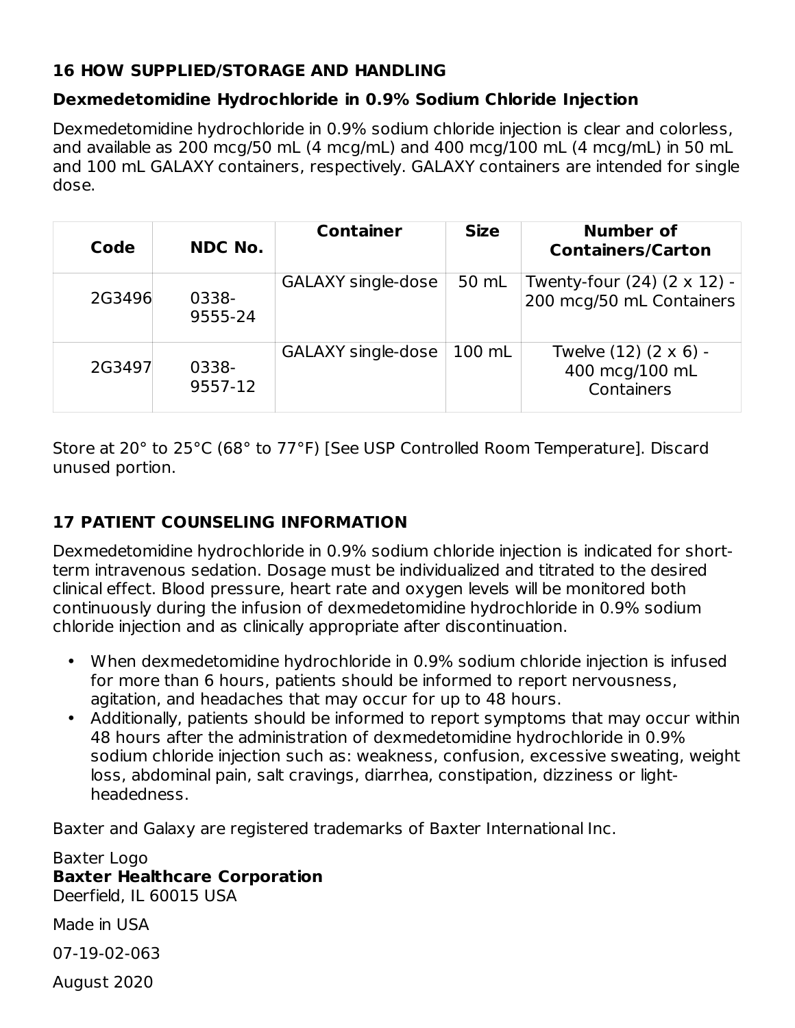## 16 HOW SUPPLIED/STORAGE AND HANDLING

### Dexmedetomidine Hydrochloride in 0.9% Sodium Chloride Injection

Dexmedetomidine hydrochloride in 0.9% sodium chloride injection is clear and colorless, and available as 200 mcg/50 mL (4 mcg/mL) and 400 mcg/100 mL (4 mcg/mL) in 50 mL and 100 mL GALAXY containers, respectively. GALAXY containers are intended for single dose.

| Code | NDC No. | Container | Size | Number of Containers/Carton |
|---|---|---|---|---|
| 2G3496 | 0338-9555-24 | GALAXY single-dose | 50 mL | Twenty-four (24) (2 x 12) - 200 mcg/50 mL Containers |
| 2G3497 | 0338-9557-12 | GALAXY single-dose | 100 mL | Twelve (12) (2 x 6) - 400 mcg/100 mL Containers |

Store at 20° to 25°C (68° to 77°F) [See USP Controlled Room Temperature]. Discard unused portion.

## 17 PATIENT COUNSELING INFORMATION

Dexmedetomidine hydrochloride in 0.9% sodium chloride injection is indicated for short-term intravenous sedation. Dosage must be individualized and titrated to the desired clinical effect. Blood pressure, heart rate and oxygen levels will be monitored both continuously during the infusion of dexmedetomidine hydrochloride in 0.9% sodium chloride injection and as clinically appropriate after discontinuation.

- When dexmedetomidine hydrochloride in 0.9% sodium chloride injection is infused for more than 6 hours, patients should be informed to report nervousness, agitation, and headaches that may occur for up to 48 hours.
- Additionally, patients should be informed to report symptoms that may occur within 48 hours after the administration of dexmedetomidine hydrochloride in 0.9% sodium chloride injection such as: weakness, confusion, excessive sweating, weight loss, abdominal pain, salt cravings, diarrhea, constipation, dizziness or light-headedness.

Baxter and Galaxy are registered trademarks of Baxter International Inc.

Baxter Logo
**Baxter Healthcare Corporation**
Deerfield, IL 60015 USA

Made in USA

07-19-02-063

August 2020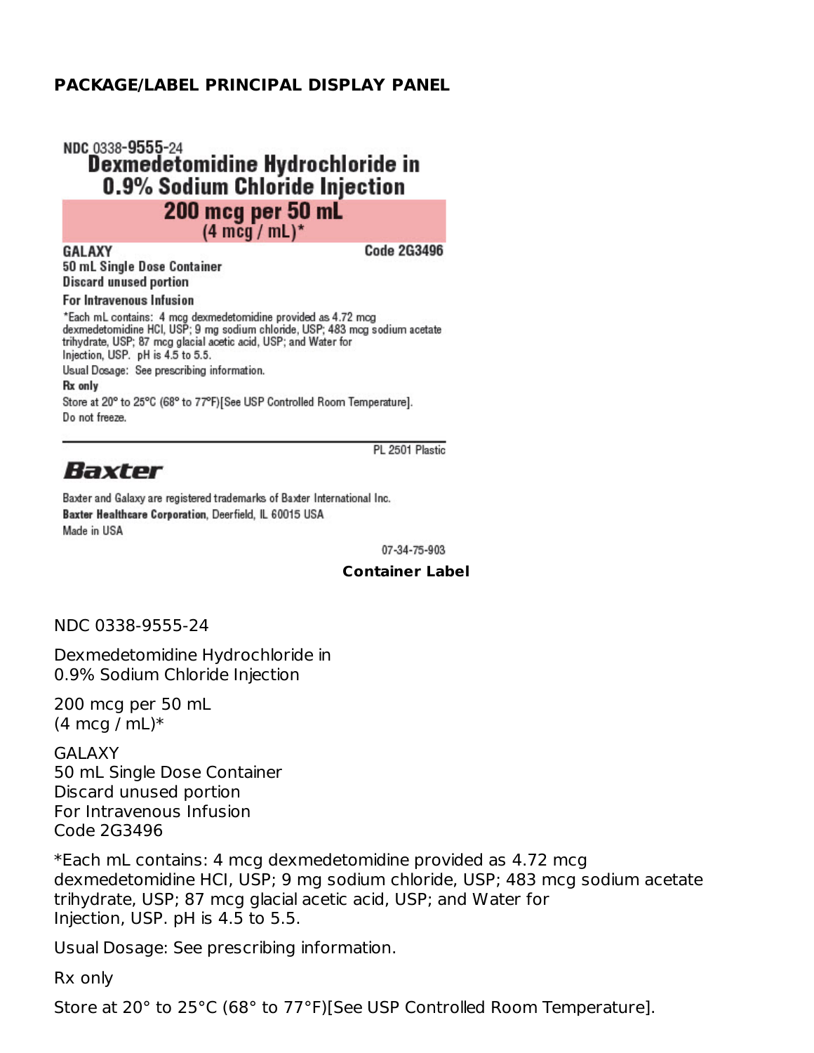## PACKAGE/LABEL PRINCIPAL DISPLAY PANEL

NDC 0338-9555-24

**Dexmedetomidine Hydrochloride in 0.9% Sodium Chloride Injection**

**200 mcg per 50 mL**
**(4 mcg / mL)***

**GALAXY** **Code 2G3496**

**50 mL Single Dose Container**
**Discard unused portion**

**For Intravenous Infusion**

*Each mL contains: 4 mcg dexmedetomidine provided as 4.72 mcg dexmedetomidine HCl, USP; 9 mg sodium chloride, USP; 483 mcg sodium acetate trihydrate, USP; 87 mcg glacial acetic acid, USP; and Water for Injection, USP. pH is 4.5 to 5.5.

Usual Dosage: See prescribing information.

**Rx only**

Store at 20° to 25°C (68° to 77°F)[See USP Controlled Room Temperature].
Do not freeze.

PL 2501 Plastic

**Baxter**

Baxter and Galaxy are registered trademarks of Baxter International Inc.
**Baxter Healthcare Corporation**, Deerfield, IL 60015 USA
Made in USA

07-34-75-903

**Container Label**

NDC 0338-9555-24

Dexmedetomidine Hydrochloride in
0.9% Sodium Chloride Injection

200 mcg per 50 mL
(4 mcg / mL)*

GALAXY
50 mL Single Dose Container
Discard unused portion
For Intravenous Infusion
Code 2G3496

*Each mL contains: 4 mcg dexmedetomidine provided as 4.72 mcg dexmedetomidine HCl, USP; 9 mg sodium chloride, USP; 483 mcg sodium acetate trihydrate, USP; 87 mcg glacial acetic acid, USP; and Water for Injection, USP. pH is 4.5 to 5.5.

Usual Dosage: See prescribing information.

Rx only

Store at 20° to 25°C (68° to 77°F)[See USP Controlled Room Temperature].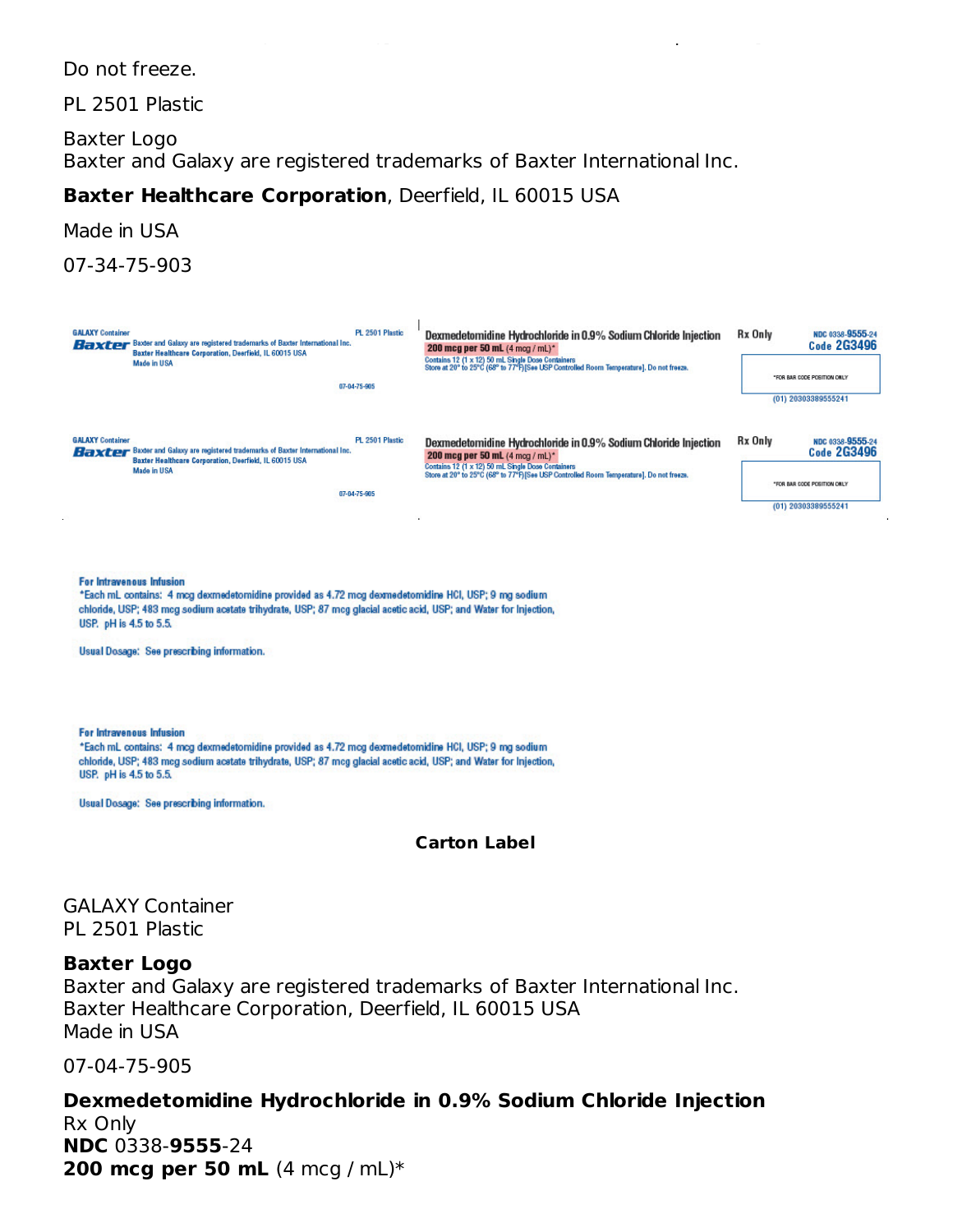Do not freeze.

PL 2501 Plastic

Baxter Logo
Baxter and Galaxy are registered trademarks of Baxter International Inc.

**Baxter Healthcare Corporation**, Deerfield, IL 60015 USA

Made in USA

07-34-75-903

GALAXY Container
Baxter
Baxter and Galaxy are registered trademarks of Baxter International Inc.
Baxter Healthcare Corporation, Deerfield, IL 60015 USA
Made in USA

PL 2501 Plastic

07-04-75-905

Dexmedetomidine Hydrochloride in 0.9% Sodium Chloride Injection
200 mcg per 50 mL (4 mcg / mL)*
Contains 12 (1 x 12) 50 mL Single Dose Containers
Store at 20° to 25°C (68° to 77°F)[See USP Controlled Room Temperature]. Do not freeze.

Rx Only

NDC 0338-9555-24
Code 2G3496

*FOR BAR CODE POSITION ONLY

(01) 20303389555241

GALAXY Container
Baxter
Baxter and Galaxy are registered trademarks of Baxter International Inc.
Baxter Healthcare Corporation, Deerfield, IL 60015 USA
Made in USA

PL 2501 Plastic

07-04-75-905

Dexmedetomidine Hydrochloride in 0.9% Sodium Chloride Injection
200 mcg per 50 mL (4 mcg / mL)*
Contains 12 (1 x 12) 50 mL Single Dose Containers
Store at 20° to 25°C (68° to 77°F)[See USP Controlled Room Temperature]. Do not freeze.

Rx Only

NDC 0338-9555-24
Code 2G3496

*FOR BAR CODE POSITION ONLY

(01) 20303389555241

For Intravenous Infusion
*Each mL contains: 4 mcg dexmedetomidine provided as 4.72 mcg dexmedetomidine HCl, USP; 9 mg sodium chloride, USP; 483 mcg sodium acetate trihydrate, USP; 87 mcg glacial acetic acid, USP; and Water for Injection, USP. pH is 4.5 to 5.5.

Usual Dosage: See prescribing information.

For Intravenous Infusion
*Each mL contains: 4 mcg dexmedetomidine provided as 4.72 mcg dexmedetomidine HCl, USP; 9 mg sodium chloride, USP; 483 mcg sodium acetate trihydrate, USP; 87 mcg glacial acetic acid, USP; and Water for Injection, USP. pH is 4.5 to 5.5.

Usual Dosage: See prescribing information.

**Carton Label**

GALAXY Container
PL 2501 Plastic

**Baxter Logo**
Baxter and Galaxy are registered trademarks of Baxter International Inc.
Baxter Healthcare Corporation, Deerfield, IL 60015 USA
Made in USA

07-04-75-905

**Dexmedetomidine Hydrochloride in 0.9% Sodium Chloride Injection**
Rx Only
**NDC** 0338-**9555**-24
**200 mcg per 50 mL** (4 mcg / mL)*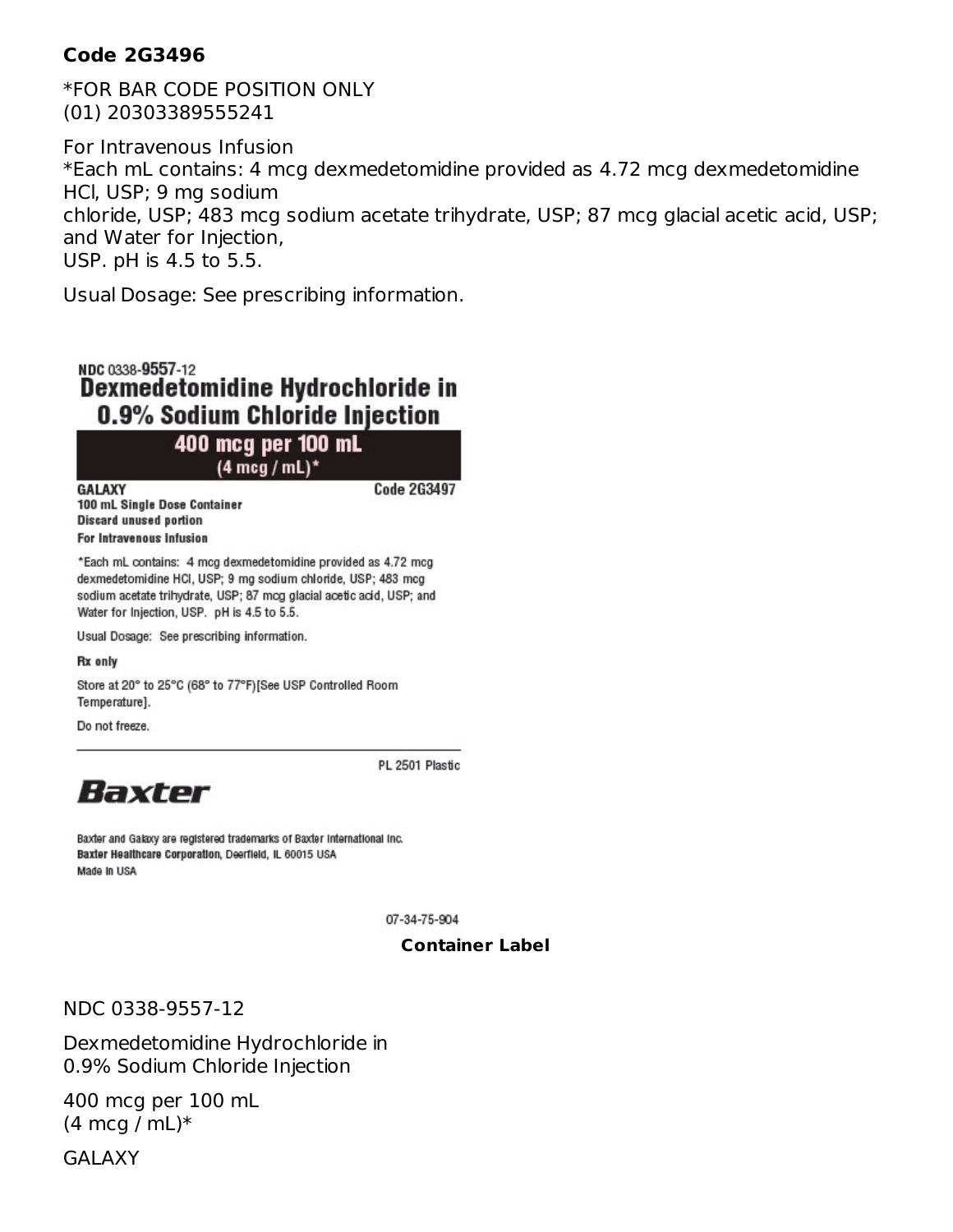**Code 2G3496**

*FOR BAR CODE POSITION ONLY
(01) 20303389555241

For Intravenous Infusion
*Each mL contains: 4 mcg dexmedetomidine provided as 4.72 mcg dexmedetomidine HCl, USP; 9 mg sodium
chloride, USP; 483 mcg sodium acetate trihydrate, USP; 87 mcg glacial acetic acid, USP; and Water for Injection,
USP. pH is 4.5 to 5.5.

Usual Dosage: See prescribing information.

NDC 0338-9557-12

**Dexmedetomidine Hydrochloride in 0.9% Sodium Chloride Injection**

**400 mcg per 100 mL**
**(4 mcg / mL)***

**GALAXY** **Code 2G3497**

**100 mL Single Dose Container**
**Discard unused portion**
**For Intravenous Infusion**

*Each mL contains: 4 mcg dexmedetomidine provided as 4.72 mcg dexmedetomidine HCl, USP; 9 mg sodium chloride, USP; 483 mcg sodium acetate trihydrate, USP; 87 mcg glacial acetic acid, USP; and Water for Injection, USP. pH is 4.5 to 5.5.

Usual Dosage: See prescribing information.

**Rx only**

Store at 20° to 25°C (68° to 77°F)[See USP Controlled Room Temperature].

Do not freeze.

PL 2501 Plastic

**Baxter**

Baxter and Galaxy are registered trademarks of Baxter International Inc.
**Baxter Healthcare Corporation**, Deerfield, IL 60015 USA
Made in USA

07-34-75-904

**Container Label**

NDC 0338-9557-12

Dexmedetomidine Hydrochloride in
0.9% Sodium Chloride Injection

400 mcg per 100 mL
(4 mcg / mL)*

GALAXY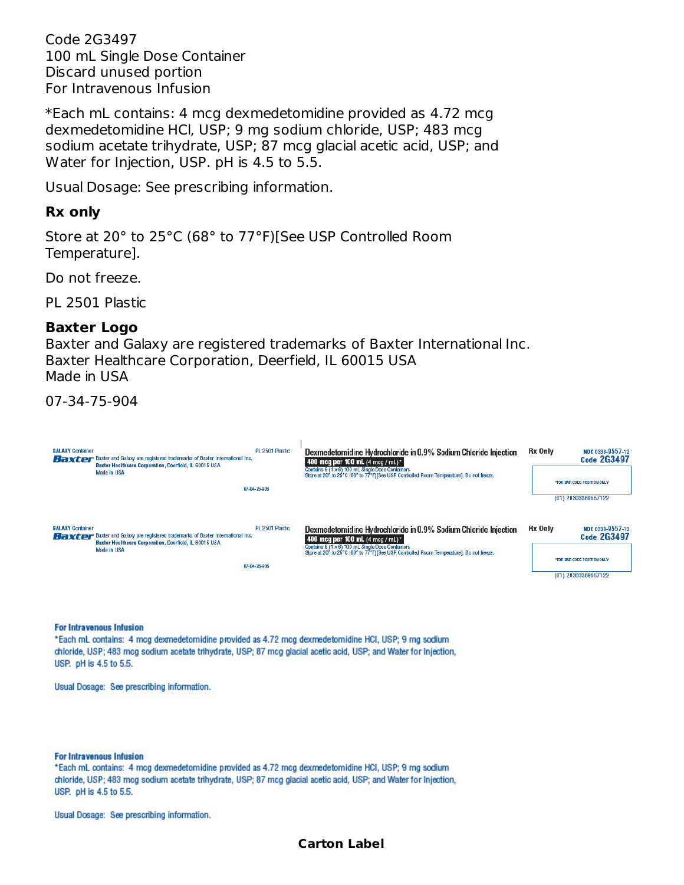Code 2G3497
100 mL Single Dose Container
Discard unused portion
For Intravenous Infusion

*Each mL contains: 4 mcg dexmedetomidine provided as 4.72 mcg dexmedetomidine HCl, USP; 9 mg sodium chloride, USP; 483 mcg sodium acetate trihydrate, USP; 87 mcg glacial acetic acid, USP; and Water for Injection, USP. pH is 4.5 to 5.5.

Usual Dosage: See prescribing information.

**Rx only**

Store at 20° to 25°C (68° to 77°F)[See USP Controlled Room Temperature].

Do not freeze.

PL 2501 Plastic

**Baxter Logo**
Baxter and Galaxy are registered trademarks of Baxter International Inc.
Baxter Healthcare Corporation, Deerfield, IL 60015 USA
Made in USA

07-34-75-904

GALAXY Container
Baxter
Baxter and Galaxy are registered trademarks of Baxter International Inc.
Baxter Healthcare Corporation, Deerfield, IL 60015 USA
Made in USA

PL 2501 Plastic

07-04-75-906

Dexmedetomidine Hydrochloride in 0.9% Sodium Chloride Injection
**400 mcg per 100 mL** (4 mcg / mL)*
Contains 6 (1 x 6) 100 mL Single Dose Containers
Store at 20° to 25°C (68° to 77°F)[See USP Controlled Room Temperature]. Do not freeze.

Rx Only

NDC 0338-9557-12
Code 2G3497

*FOR BAR CODE POSITION ONLY

(01) 20303389557122

GALAXY Container
Baxter
Baxter and Galaxy are registered trademarks of Baxter International Inc.
Baxter Healthcare Corporation, Deerfield, IL 60015 USA
Made in USA

PL 2501 Plastic

07-04-75-906

Dexmedetomidine Hydrochloride in 0.9% Sodium Chloride Injection
**400 mcg per 100 mL** (4 mcg / mL)*
Contains 6 (1 x 6) 100 mL Single Dose Containers
Store at 20° to 25°C (68° to 77°F)[See USP Controlled Room Temperature]. Do not freeze.

Rx Only

NDC 0338-9557-12
Code 2G3497

*FOR BAR CODE POSITION ONLY

(01) 20303389557122

**For Intravenous Infusion**
*Each mL contains: 4 mcg dexmedetomidine provided as 4.72 mcg dexmedetomidine HCl, USP; 9 mg sodium chloride, USP; 483 mcg sodium acetate trihydrate, USP; 87 mcg glacial acetic acid, USP; and Water for Injection, USP. pH is 4.5 to 5.5.

Usual Dosage: See prescribing information.

**For Intravenous Infusion**
*Each mL contains: 4 mcg dexmedetomidine provided as 4.72 mcg dexmedetomidine HCl, USP; 9 mg sodium chloride, USP; 483 mcg sodium acetate trihydrate, USP; 87 mcg glacial acetic acid, USP; and Water for Injection, USP. pH is 4.5 to 5.5.

Usual Dosage: See prescribing information.

**Carton Label**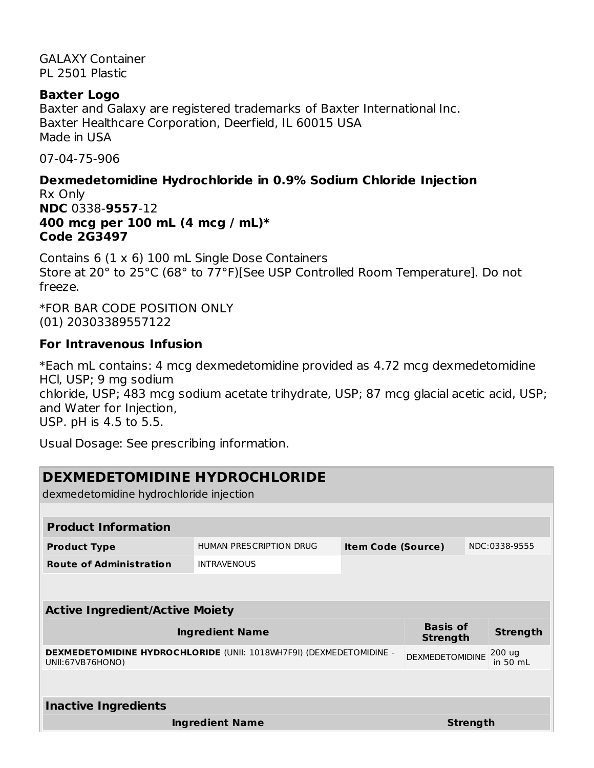GALAXY Container
PL 2501 Plastic

**Baxter Logo**
Baxter and Galaxy are registered trademarks of Baxter International Inc.
Baxter Healthcare Corporation, Deerfield, IL 60015 USA
Made in USA

07-04-75-906

**Dexmedetomidine Hydrochloride in 0.9% Sodium Chloride Injection**
Rx Only
**NDC** 0338-**9557**-12
**400 mcg per 100 mL (4 mcg / mL)***
**Code 2G3497**

Contains 6 (1 x 6) 100 mL Single Dose Containers
Store at 20° to 25°C (68° to 77°F)[See USP Controlled Room Temperature]. Do not freeze.

*FOR BAR CODE POSITION ONLY
(01) 20303389557122

**For Intravenous Infusion**

*Each mL contains: 4 mcg dexmedetomidine provided as 4.72 mcg dexmedetomidine HCl, USP; 9 mg sodium chloride, USP; 483 mcg sodium acetate trihydrate, USP; 87 mcg glacial acetic acid, USP; and Water for Injection, USP. pH is 4.5 to 5.5.

Usual Dosage: See prescribing information.

## DEXMEDETOMIDINE HYDROCHLORIDE

dexmedetomidine hydrochloride injection

| Product Information | | | |
|---|---|---|---|
| **Product Type** | HUMAN PRESCRIPTION DRUG | **Item Code (Source)** | NDC:0338-9555 |
| **Route of Administration** | INTRAVENOUS | | |

| Active Ingredient/Active Moiety | | |
|---|---|---|
| **Ingredient Name** | **Basis of Strength** | **Strength** |
| **DEXMEDETOMIDINE HYDROCHLORIDE** (UNII: 1018WH7F9I) (DEXMEDETOMIDINE - UNII:67VB76HONO) | DEXMEDETOMIDINE | 200 ug in 50 mL |

| Inactive Ingredients | |
|---|---|
| **Ingredient Name** | **Strength** |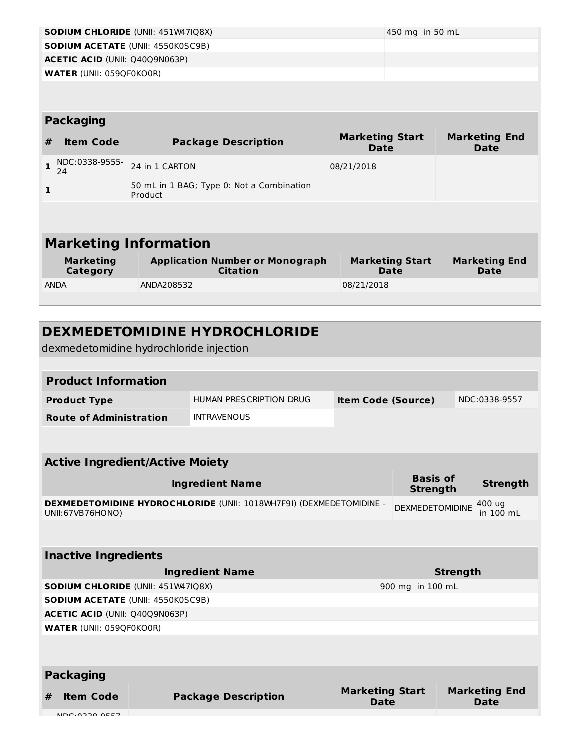| Ingredient Name | Strength |
|---|---|
| **SODIUM CHLORIDE** (UNII: 451W47IQ8X) | 450 mg in 50 mL |
| **SODIUM ACETATE** (UNII: 4550K0SC9B) | |
| **ACETIC ACID** (UNII: Q40Q9N063P) | |
| **WATER** (UNII: 059QF0KO0R) | |

### Packaging

| # | Item Code | Package Description | Marketing Start Date | Marketing End Date |
|---|---|---|---|---|
| 1 | NDC:0338-9555-24 | 24 in 1 CARTON | 08/21/2018 | |
| 1 | | 50 mL in 1 BAG; Type 0: Not a Combination Product | | |

## Marketing Information

| Marketing Category | Application Number or Monograph Citation | Marketing Start Date | Marketing End Date |
|---|---|---|---|
| ANDA | ANDA208532 | 08/21/2018 | |

## DEXMEDETOMIDINE HYDROCHLORIDE

dexmedetomidine hydrochloride injection

### Product Information

| | | | |
|---|---|---|---|
| **Product Type** | HUMAN PRESCRIPTION DRUG | **Item Code (Source)** | NDC:0338-9557 |
| **Route of Administration** | INTRAVENOUS | | |

### Active Ingredient/Active Moiety

| Ingredient Name | Basis of Strength | Strength |
|---|---|---|
| **DEXMEDETOMIDINE HYDROCHLORIDE** (UNII: 1018WH7F9I) (DEXMEDETOMIDINE - UNII:67VB76HONO) | DEXMEDETOMIDINE | 400 ug in 100 mL |

### Inactive Ingredients

| Ingredient Name | Strength |
|---|---|
| **SODIUM CHLORIDE** (UNII: 451W47IQ8X) | 900 mg in 100 mL |
| **SODIUM ACETATE** (UNII: 4550K0SC9B) | |
| **ACETIC ACID** (UNII: Q40Q9N063P) | |
| **WATER** (UNII: 059QF0KO0R) | |

### Packaging

| # | Item Code | Package Description | Marketing Start Date | Marketing End Date |
|---|---|---|---|---|
| | NDC:0338-9557 | | | |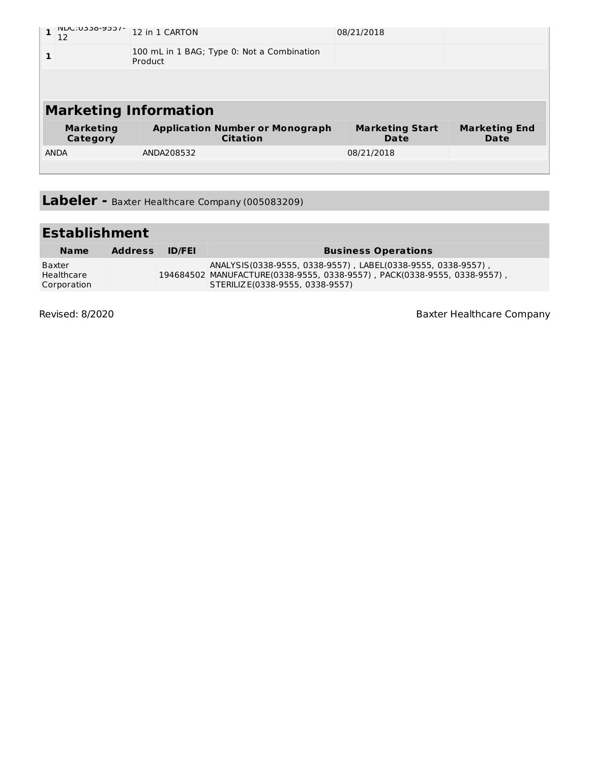| | | | | |
|---|---|---|---|---|
| 1 | NDC:0338-9557-12 | 12 in 1 CARTON | 08/21/2018 | |
| 1 | | 100 mL in 1 BAG; Type 0: Not a Combination Product | | |

## Marketing Information

| Marketing Category | Application Number or Monograph Citation | Marketing Start Date | Marketing End Date |
|---|---|---|---|
| ANDA | ANDA208532 | 08/21/2018 | |

## Labeler - Baxter Healthcare Company (005083209)

## Establishment

| Name | Address | ID/FEI | Business Operations |
|---|---|---|---|
| Baxter Healthcare Corporation | | 194684502 | ANALYSIS(0338-9555, 0338-9557) , LABEL(0338-9555, 0338-9557) , MANUFACTURE(0338-9555, 0338-9557) , PACK(0338-9555, 0338-9557) , STERILIZE(0338-9555, 0338-9557) |

Revised: 8/2020

Baxter Healthcare Company